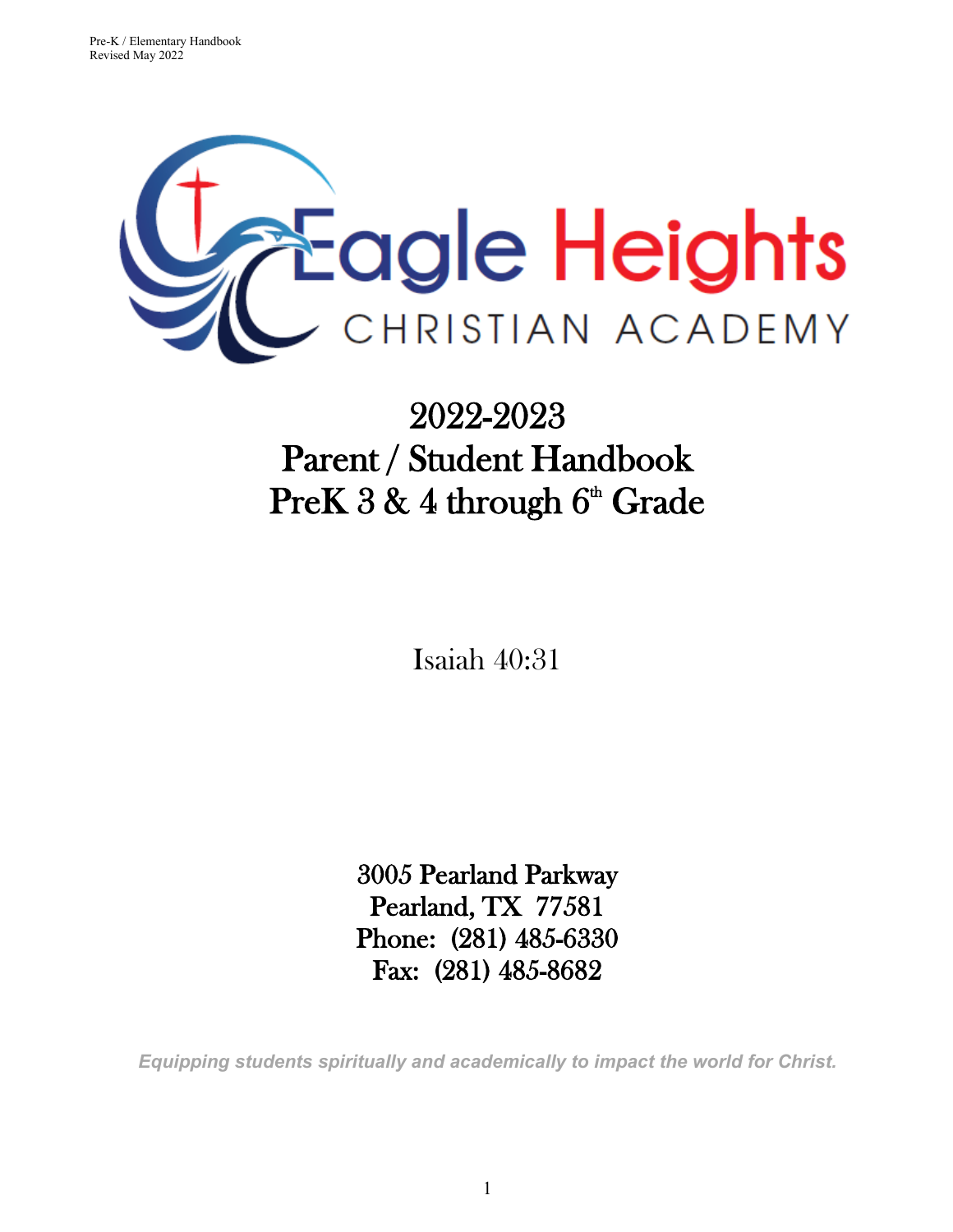# Eagle Heights

## CHRISTIAN ACADEMY

# 2022-2023
# Parent / Student Handbook
# PreK 3 & 4 through 6th Grade

Isaiah 40:31

**3005 Pearland Parkway**
**Pearland, TX 77581**
**Phone: (281) 485-6330**
**Fax: (281) 485-8682**

***Equipping students spiritually and academically to impact the world for Christ.***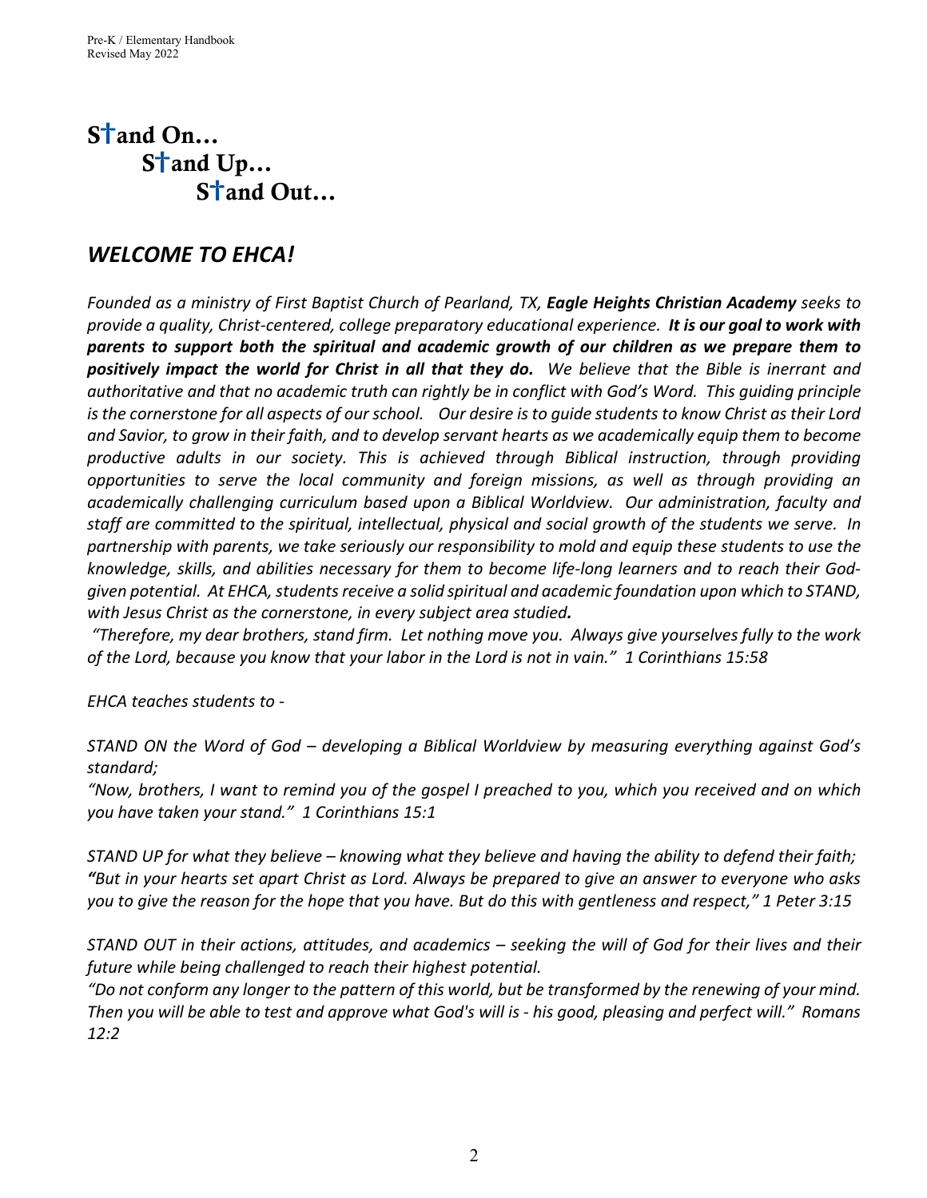**S†and On…**
**S†and Up…**
**S†and Out…**

## *WELCOME TO EHCA!*

*Founded as a ministry of First Baptist Church of Pearland, TX,* ***Eagle Heights Christian Academy*** *seeks to provide a quality, Christ-centered, college preparatory educational experience.* ***It is our goal to work with parents to support both the spiritual and academic growth of our children as we prepare them to positively impact the world for Christ in all that they do.*** *We believe that the Bible is inerrant and authoritative and that no academic truth can rightly be in conflict with God's Word. This guiding principle is the cornerstone for all aspects of our school. Our desire is to guide students to know Christ as their Lord and Savior, to grow in their faith, and to develop servant hearts as we academically equip them to become productive adults in our society. This is achieved through Biblical instruction, through providing opportunities to serve the local community and foreign missions, as well as through providing an academically challenging curriculum based upon a Biblical Worldview. Our administration, faculty and staff are committed to the spiritual, intellectual, physical and social growth of the students we serve. In partnership with parents, we take seriously our responsibility to mold and equip these students to use the knowledge, skills, and abilities necessary for them to become life-long learners and to reach their God-given potential. At EHCA, students receive a solid spiritual and academic foundation upon which to STAND, with Jesus Christ as the cornerstone, in every subject area studied.*

*"Therefore, my dear brothers, stand firm. Let nothing move you. Always give yourselves fully to the work of the Lord, because you know that your labor in the Lord is not in vain." 1 Corinthians 15:58*

*EHCA teaches students to -*

*STAND ON the Word of God – developing a Biblical Worldview by measuring everything against God's standard;*
*"Now, brothers, I want to remind you of the gospel I preached to you, which you received and on which you have taken your stand." 1 Corinthians 15:1*

*STAND UP for what they believe – knowing what they believe and having the ability to defend their faith;*
*"But in your hearts set apart Christ as Lord. Always be prepared to give an answer to everyone who asks you to give the reason for the hope that you have. But do this with gentleness and respect," 1 Peter 3:15*

*STAND OUT in their actions, attitudes, and academics – seeking the will of God for their lives and their future while being challenged to reach their highest potential.*
*"Do not conform any longer to the pattern of this world, but be transformed by the renewing of your mind. Then you will be able to test and approve what God's will is - his good, pleasing and perfect will." Romans 12:2*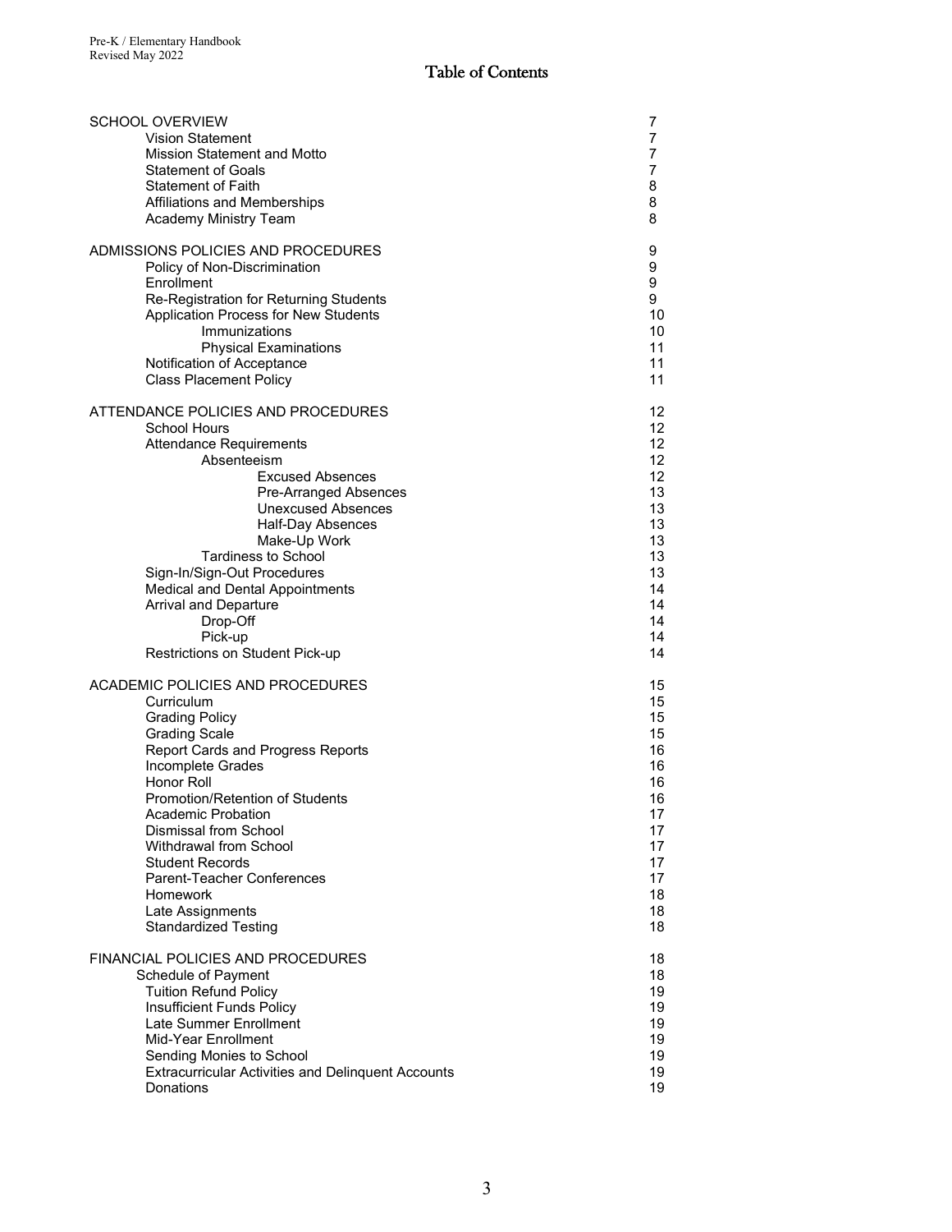# Table of Contents

| | |
|---|---|
| SCHOOL OVERVIEW | 7 |
| Vision Statement | 7 |
| Mission Statement and Motto | 7 |
| Statement of Goals | 7 |
| Statement of Faith | 8 |
| Affiliations and Memberships | 8 |
| Academy Ministry Team | 8 |
| | |
| ADMISSIONS POLICIES AND PROCEDURES | 9 |
| Policy of Non-Discrimination | 9 |
| Enrollment | 9 |
| Re-Registration for Returning Students | 9 |
| Application Process for New Students | 10 |
| Immunizations | 10 |
| Physical Examinations | 11 |
| Notification of Acceptance | 11 |
| Class Placement Policy | 11 |
| | |
| ATTENDANCE POLICIES AND PROCEDURES | 12 |
| School Hours | 12 |
| Attendance Requirements | 12 |
| Absenteeism | 12 |
| Excused Absences | 12 |
| Pre-Arranged Absences | 13 |
| Unexcused Absences | 13 |
| Half-Day Absences | 13 |
| Make-Up Work | 13 |
| Tardiness to School | 13 |
| Sign-In/Sign-Out Procedures | 13 |
| Medical and Dental Appointments | 14 |
| Arrival and Departure | 14 |
| Drop-Off | 14 |
| Pick-up | 14 |
| Restrictions on Student Pick-up | 14 |
| | |
| ACADEMIC POLICIES AND PROCEDURES | 15 |
| Curriculum | 15 |
| Grading Policy | 15 |
| Grading Scale | 15 |
| Report Cards and Progress Reports | 16 |
| Incomplete Grades | 16 |
| Honor Roll | 16 |
| Promotion/Retention of Students | 16 |
| Academic Probation | 17 |
| Dismissal from School | 17 |
| Withdrawal from School | 17 |
| Student Records | 17 |
| Parent-Teacher Conferences | 17 |
| Homework | 18 |
| Late Assignments | 18 |
| Standardized Testing | 18 |
| | |
| FINANCIAL POLICIES AND PROCEDURES | 18 |
| Schedule of Payment | 18 |
| Tuition Refund Policy | 19 |
| Insufficient Funds Policy | 19 |
| Late Summer Enrollment | 19 |
| Mid-Year Enrollment | 19 |
| Sending Monies to School | 19 |
| Extracurricular Activities and Delinquent Accounts | 19 |
| Donations | 19 |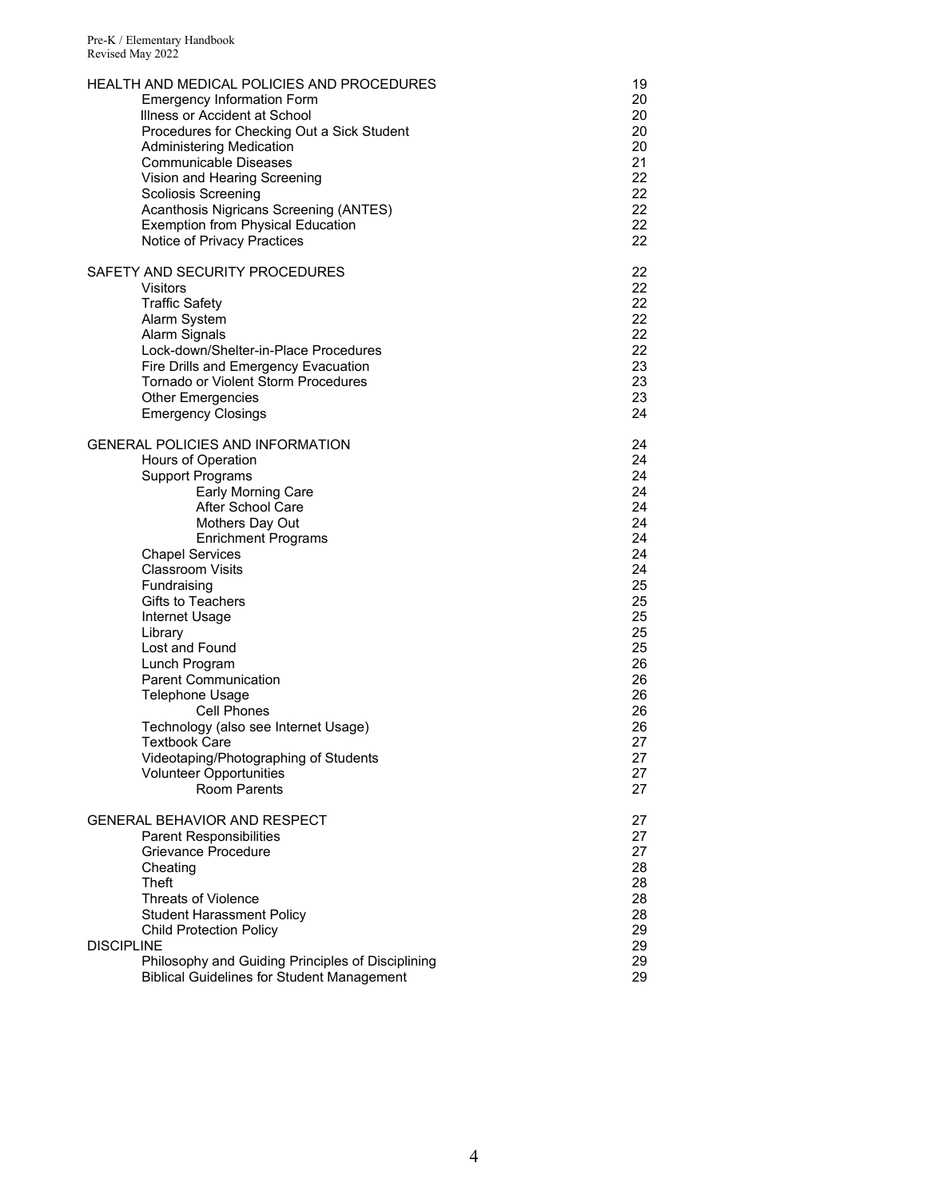| | |
|---|---|
| HEALTH AND MEDICAL POLICIES AND PROCEDURES | 19 |
| Emergency Information Form | 20 |
| Illness or Accident at School | 20 |
| Procedures for Checking Out a Sick Student | 20 |
| Administering Medication | 20 |
| Communicable Diseases | 21 |
| Vision and Hearing Screening | 22 |
| Scoliosis Screening | 22 |
| Acanthosis Nigricans Screening (ANTES) | 22 |
| Exemption from Physical Education | 22 |
| Notice of Privacy Practices | 22 |
| | |
| SAFETY AND SECURITY PROCEDURES | 22 |
| Visitors | 22 |
| Traffic Safety | 22 |
| Alarm System | 22 |
| Alarm Signals | 22 |
| Lock-down/Shelter-in-Place Procedures | 22 |
| Fire Drills and Emergency Evacuation | 23 |
| Tornado or Violent Storm Procedures | 23 |
| Other Emergencies | 23 |
| Emergency Closings | 24 |
| | |
| GENERAL POLICIES AND INFORMATION | 24 |
| Hours of Operation | 24 |
| Support Programs | 24 |
| Early Morning Care | 24 |
| After School Care | 24 |
| Mothers Day Out | 24 |
| Enrichment Programs | 24 |
| Chapel Services | 24 |
| Classroom Visits | 24 |
| Fundraising | 25 |
| Gifts to Teachers | 25 |
| Internet Usage | 25 |
| Library | 25 |
| Lost and Found | 25 |
| Lunch Program | 26 |
| Parent Communication | 26 |
| Telephone Usage | 26 |
| Cell Phones | 26 |
| Technology (also see Internet Usage) | 26 |
| Textbook Care | 27 |
| Videotaping/Photographing of Students | 27 |
| Volunteer Opportunities | 27 |
| Room Parents | 27 |
| | |
| GENERAL BEHAVIOR AND RESPECT | 27 |
| Parent Responsibilities | 27 |
| Grievance Procedure | 27 |
| Cheating | 28 |
| Theft | 28 |
| Threats of Violence | 28 |
| Student Harassment Policy | 28 |
| Child Protection Policy | 29 |
| DISCIPLINE | 29 |
| Philosophy and Guiding Principles of Disciplining | 29 |
| Biblical Guidelines for Student Management | 29 |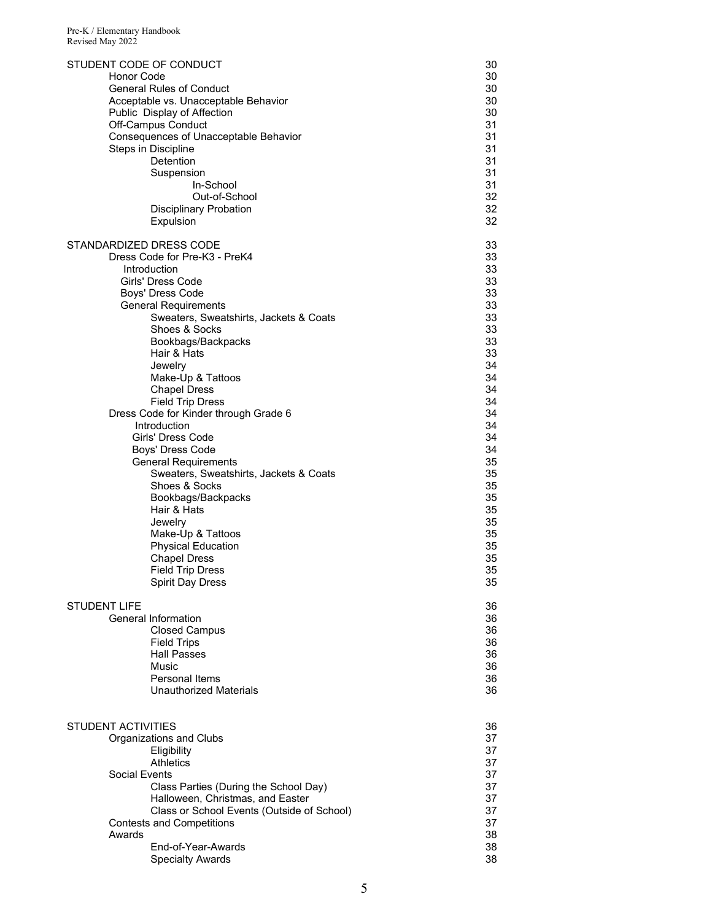| | |
|---|---|
| STUDENT CODE OF CONDUCT | 30 |
| Honor Code | 30 |
| General Rules of Conduct | 30 |
| Acceptable vs. Unacceptable Behavior | 30 |
| Public Display of Affection | 30 |
| Off-Campus Conduct | 31 |
| Consequences of Unacceptable Behavior | 31 |
| Steps in Discipline | 31 |
| Detention | 31 |
| Suspension | 31 |
| In-School | 31 |
| Out-of-School | 32 |
| Disciplinary Probation | 32 |
| Expulsion | 32 |
| | |
| STANDARDIZED DRESS CODE | 33 |
| Dress Code for Pre-K3 - PreK4 | 33 |
| Introduction | 33 |
| Girls' Dress Code | 33 |
| Boys' Dress Code | 33 |
| General Requirements | 33 |
| Sweaters, Sweatshirts, Jackets & Coats | 33 |
| Shoes & Socks | 33 |
| Bookbags/Backpacks | 33 |
| Hair & Hats | 33 |
| Jewelry | 34 |
| Make-Up & Tattoos | 34 |
| Chapel Dress | 34 |
| Field Trip Dress | 34 |
| Dress Code for Kinder through Grade 6 | 34 |
| Introduction | 34 |
| Girls' Dress Code | 34 |
| Boys' Dress Code | 34 |
| General Requirements | 35 |
| Sweaters, Sweatshirts, Jackets & Coats | 35 |
| Shoes & Socks | 35 |
| Bookbags/Backpacks | 35 |
| Hair & Hats | 35 |
| Jewelry | 35 |
| Make-Up & Tattoos | 35 |
| Physical Education | 35 |
| Chapel Dress | 35 |
| Field Trip Dress | 35 |
| Spirit Day Dress | 35 |
| | |
| STUDENT LIFE | 36 |
| General Information | 36 |
| Closed Campus | 36 |
| Field Trips | 36 |
| Hall Passes | 36 |
| Music | 36 |
| Personal Items | 36 |
| Unauthorized Materials | 36 |
| | |
| STUDENT ACTIVITIES | 36 |
| Organizations and Clubs | 37 |
| Eligibility | 37 |
| Athletics | 37 |
| Social Events | 37 |
| Class Parties (During the School Day) | 37 |
| Halloween, Christmas, and Easter | 37 |
| Class or School Events (Outside of School) | 37 |
| Contests and Competitions | 37 |
| Awards | 38 |
| End-of-Year-Awards | 38 |
| Specialty Awards | 38 |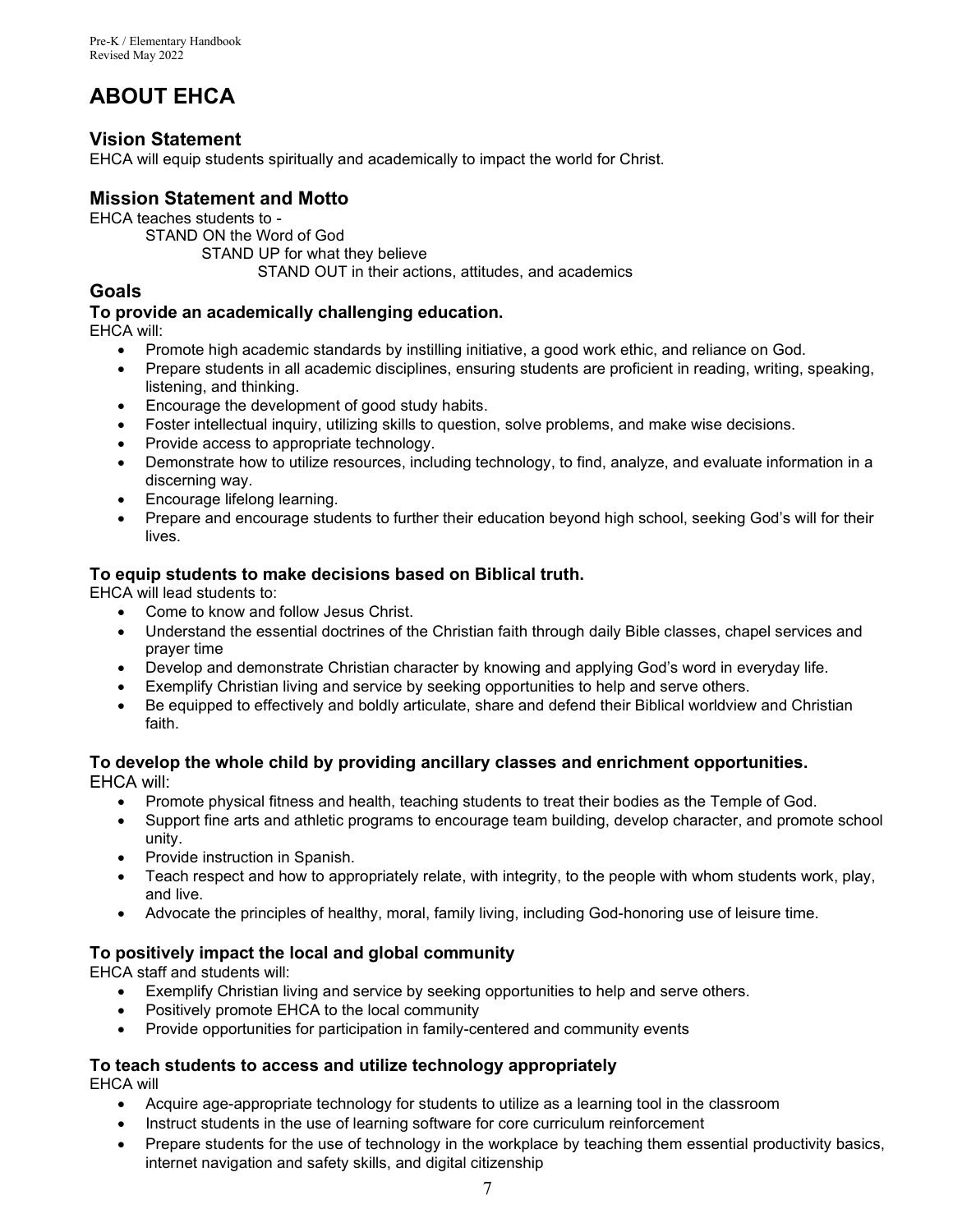# ABOUT EHCA

## Vision Statement

EHCA will equip students spiritually and academically to impact the world for Christ.

## Mission Statement and Motto

EHCA teaches students to -

STAND ON the Word of God

STAND UP for what they believe

STAND OUT in their actions, attitudes, and academics

## Goals

### To provide an academically challenging education.

EHCA will:

- Promote high academic standards by instilling initiative, a good work ethic, and reliance on God.
- Prepare students in all academic disciplines, ensuring students are proficient in reading, writing, speaking, listening, and thinking.
- Encourage the development of good study habits.
- Foster intellectual inquiry, utilizing skills to question, solve problems, and make wise decisions.
- Provide access to appropriate technology.
- Demonstrate how to utilize resources, including technology, to find, analyze, and evaluate information in a discerning way.
- Encourage lifelong learning.
- Prepare and encourage students to further their education beyond high school, seeking God's will for their lives.

### To equip students to make decisions based on Biblical truth.

EHCA will lead students to:

- Come to know and follow Jesus Christ.
- Understand the essential doctrines of the Christian faith through daily Bible classes, chapel services and prayer time
- Develop and demonstrate Christian character by knowing and applying God's word in everyday life.
- Exemplify Christian living and service by seeking opportunities to help and serve others.
- Be equipped to effectively and boldly articulate, share and defend their Biblical worldview and Christian faith.

### To develop the whole child by providing ancillary classes and enrichment opportunities.

EHCA will:

- Promote physical fitness and health, teaching students to treat their bodies as the Temple of God.
- Support fine arts and athletic programs to encourage team building, develop character, and promote school unity.
- Provide instruction in Spanish.
- Teach respect and how to appropriately relate, with integrity, to the people with whom students work, play, and live.
- Advocate the principles of healthy, moral, family living, including God-honoring use of leisure time.

### To positively impact the local and global community

EHCA staff and students will:

- Exemplify Christian living and service by seeking opportunities to help and serve others.
- Positively promote EHCA to the local community
- Provide opportunities for participation in family-centered and community events

### To teach students to access and utilize technology appropriately

EHCA will

- Acquire age-appropriate technology for students to utilize as a learning tool in the classroom
- Instruct students in the use of learning software for core curriculum reinforcement
- Prepare students for the use of technology in the workplace by teaching them essential productivity basics, internet navigation and safety skills, and digital citizenship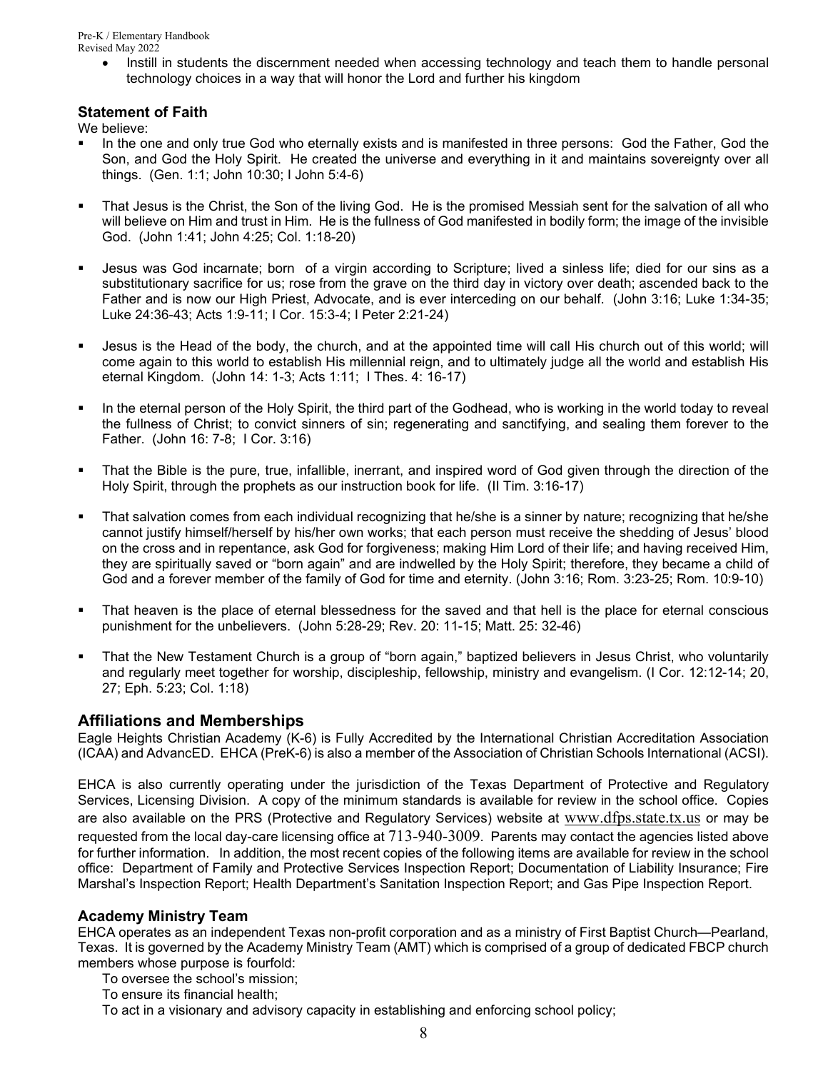- Instill in students the discernment needed when accessing technology and teach them to handle personal technology choices in a way that will honor the Lord and further his kingdom

### Statement of Faith

We believe:

- In the one and only true God who eternally exists and is manifested in three persons: God the Father, God the Son, and God the Holy Spirit. He created the universe and everything in it and maintains sovereignty over all things. (Gen. 1:1; John 10:30; I John 5:4-6)

- That Jesus is the Christ, the Son of the living God. He is the promised Messiah sent for the salvation of all who will believe on Him and trust in Him. He is the fullness of God manifested in bodily form; the image of the invisible God. (John 1:41; John 4:25; Col. 1:18-20)

- Jesus was God incarnate; born of a virgin according to Scripture; lived a sinless life; died for our sins as a substitutionary sacrifice for us; rose from the grave on the third day in victory over death; ascended back to the Father and is now our High Priest, Advocate, and is ever interceding on our behalf. (John 3:16; Luke 1:34-35; Luke 24:36-43; Acts 1:9-11; I Cor. 15:3-4; I Peter 2:21-24)

- Jesus is the Head of the body, the church, and at the appointed time will call His church out of this world; will come again to this world to establish His millennial reign, and to ultimately judge all the world and establish His eternal Kingdom. (John 14: 1-3; Acts 1:11; I Thes. 4: 16-17)

- In the eternal person of the Holy Spirit, the third part of the Godhead, who is working in the world today to reveal the fullness of Christ; to convict sinners of sin; regenerating and sanctifying, and sealing them forever to the Father. (John 16: 7-8; I Cor. 3:16)

- That the Bible is the pure, true, infallible, inerrant, and inspired word of God given through the direction of the Holy Spirit, through the prophets as our instruction book for life. (II Tim. 3:16-17)

- That salvation comes from each individual recognizing that he/she is a sinner by nature; recognizing that he/she cannot justify himself/herself by his/her own works; that each person must receive the shedding of Jesus' blood on the cross and in repentance, ask God for forgiveness; making Him Lord of their life; and having received Him, they are spiritually saved or "born again" and are indwelled by the Holy Spirit; therefore, they became a child of God and a forever member of the family of God for time and eternity. (John 3:16; Rom. 3:23-25; Rom. 10:9-10)

- That heaven is the place of eternal blessedness for the saved and that hell is the place for eternal conscious punishment for the unbelievers. (John 5:28-29; Rev. 20: 11-15; Matt. 25: 32-46)

- That the New Testament Church is a group of "born again," baptized believers in Jesus Christ, who voluntarily and regularly meet together for worship, discipleship, fellowship, ministry and evangelism. (I Cor. 12:12-14; 20, 27; Eph. 5:23; Col. 1:18)

## Affiliations and Memberships

Eagle Heights Christian Academy (K-6) is Fully Accredited by the International Christian Accreditation Association (ICAA) and AdvancED. EHCA (PreK-6) is also a member of the Association of Christian Schools International (ACSI).

EHCA is also currently operating under the jurisdiction of the Texas Department of Protective and Regulatory Services, Licensing Division. A copy of the minimum standards is available for review in the school office. Copies are also available on the PRS (Protective and Regulatory Services) website at www.dfps.state.tx.us or may be requested from the local day-care licensing office at 713-940-3009. Parents may contact the agencies listed above for further information. In addition, the most recent copies of the following items are available for review in the school office: Department of Family and Protective Services Inspection Report; Documentation of Liability Insurance; Fire Marshal's Inspection Report; Health Department's Sanitation Inspection Report; and Gas Pipe Inspection Report.

### Academy Ministry Team

EHCA operates as an independent Texas non-profit corporation and as a ministry of First Baptist Church—Pearland, Texas. It is governed by the Academy Ministry Team (AMT) which is comprised of a group of dedicated FBCP church members whose purpose is fourfold:

To oversee the school's mission;
To ensure its financial health;
To act in a visionary and advisory capacity in establishing and enforcing school policy;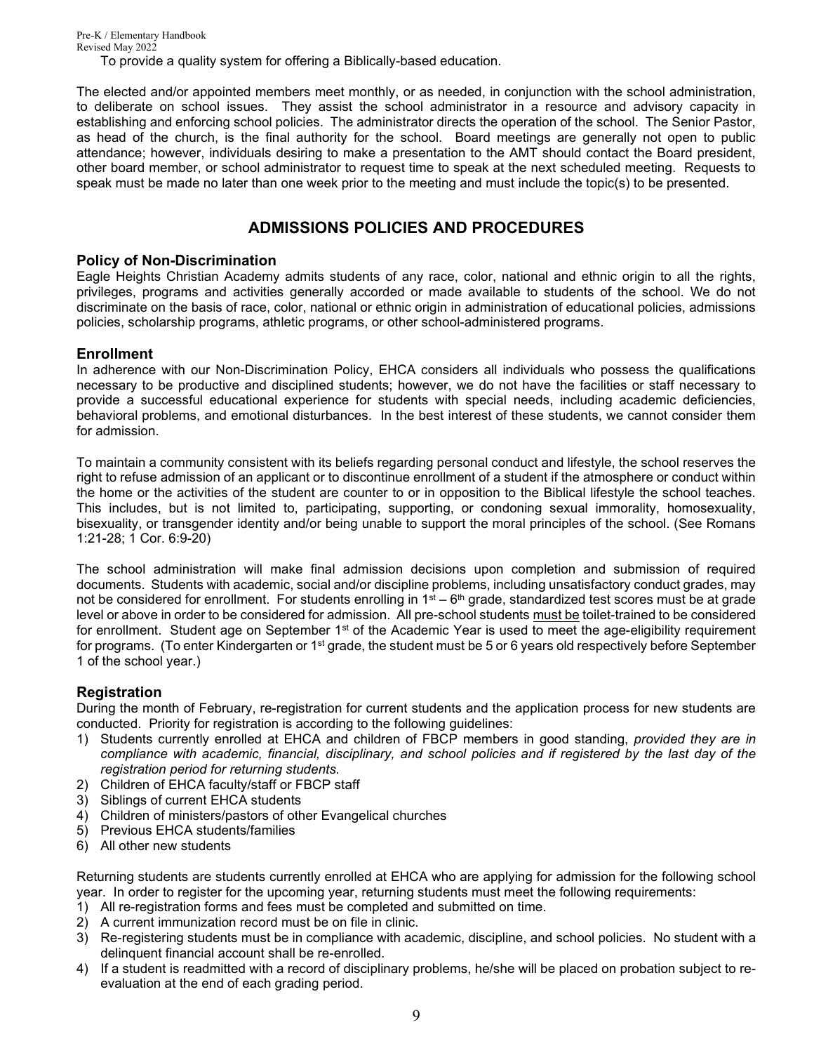To provide a quality system for offering a Biblically-based education.

The elected and/or appointed members meet monthly, or as needed, in conjunction with the school administration, to deliberate on school issues. They assist the school administrator in a resource and advisory capacity in establishing and enforcing school policies. The administrator directs the operation of the school. The Senior Pastor, as head of the church, is the final authority for the school. Board meetings are generally not open to public attendance; however, individuals desiring to make a presentation to the AMT should contact the Board president, other board member, or school administrator to request time to speak at the next scheduled meeting. Requests to speak must be made no later than one week prior to the meeting and must include the topic(s) to be presented.

## ADMISSIONS POLICIES AND PROCEDURES

### Policy of Non-Discrimination

Eagle Heights Christian Academy admits students of any race, color, national and ethnic origin to all the rights, privileges, programs and activities generally accorded or made available to students of the school. We do not discriminate on the basis of race, color, national or ethnic origin in administration of educational policies, admissions policies, scholarship programs, athletic programs, or other school-administered programs.

### Enrollment

In adherence with our Non-Discrimination Policy, EHCA considers all individuals who possess the qualifications necessary to be productive and disciplined students; however, we do not have the facilities or staff necessary to provide a successful educational experience for students with special needs, including academic deficiencies, behavioral problems, and emotional disturbances. In the best interest of these students, we cannot consider them for admission.

To maintain a community consistent with its beliefs regarding personal conduct and lifestyle, the school reserves the right to refuse admission of an applicant or to discontinue enrollment of a student if the atmosphere or conduct within the home or the activities of the student are counter to or in opposition to the Biblical lifestyle the school teaches. This includes, but is not limited to, participating, supporting, or condoning sexual immorality, homosexuality, bisexuality, or transgender identity and/or being unable to support the moral principles of the school. (See Romans 1:21-28; 1 Cor. 6:9-20)

The school administration will make final admission decisions upon completion and submission of required documents. Students with academic, social and/or discipline problems, including unsatisfactory conduct grades, may not be considered for enrollment. For students enrolling in 1st – 6th grade, standardized test scores must be at grade level or above in order to be considered for admission. All pre-school students must be toilet-trained to be considered for enrollment. Student age on September 1st of the Academic Year is used to meet the age-eligibility requirement for programs. (To enter Kindergarten or 1st grade, the student must be 5 or 6 years old respectively before September 1 of the school year.)

### Registration

During the month of February, re-registration for current students and the application process for new students are conducted. Priority for registration is according to the following guidelines:

1) Students currently enrolled at EHCA and children of FBCP members in good standing, *provided they are in compliance with academic, financial, disciplinary, and school policies and if registered by the last day of the registration period for returning students.*
2) Children of EHCA faculty/staff or FBCP staff
3) Siblings of current EHCA students
4) Children of ministers/pastors of other Evangelical churches
5) Previous EHCA students/families
6) All other new students

Returning students are students currently enrolled at EHCA who are applying for admission for the following school year. In order to register for the upcoming year, returning students must meet the following requirements:

1) All re-registration forms and fees must be completed and submitted on time.
2) A current immunization record must be on file in clinic.
3) Re-registering students must be in compliance with academic, discipline, and school policies. No student with a delinquent financial account shall be re-enrolled.
4) If a student is readmitted with a record of disciplinary problems, he/she will be placed on probation subject to re-evaluation at the end of each grading period.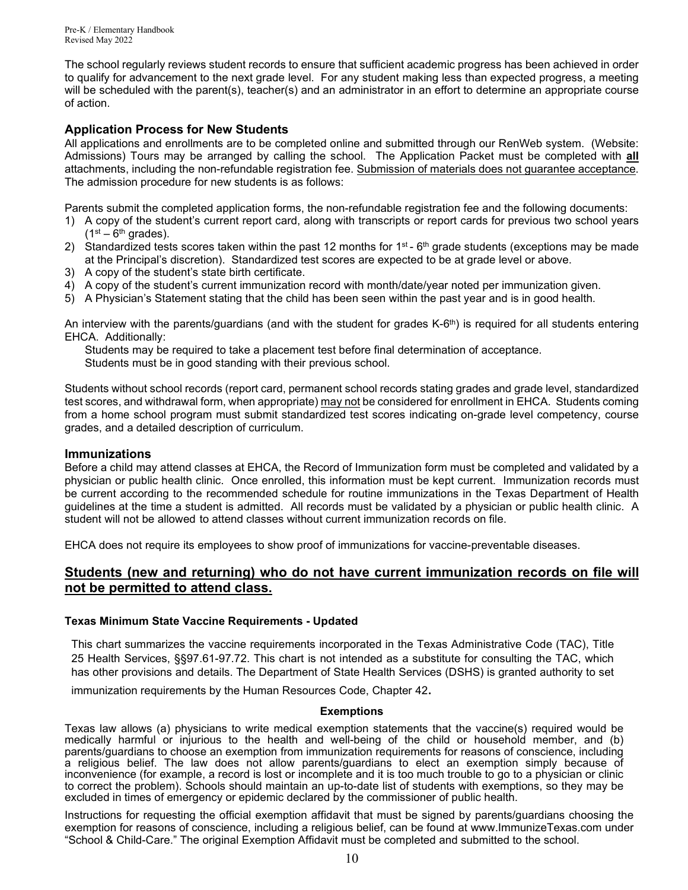The school regularly reviews student records to ensure that sufficient academic progress has been achieved in order to qualify for advancement to the next grade level. For any student making less than expected progress, a meeting will be scheduled with the parent(s), teacher(s) and an administrator in an effort to determine an appropriate course of action.

## Application Process for New Students

All applications and enrollments are to be completed online and submitted through our RenWeb system. (Website: Admissions) Tours may be arranged by calling the school. The Application Packet must be completed with **all** attachments, including the non-refundable registration fee. Submission of materials does not guarantee acceptance. The admission procedure for new students is as follows:

Parents submit the completed application forms, the non-refundable registration fee and the following documents:

1) A copy of the student's current report card, along with transcripts or report cards for previous two school years (1st – 6th grades).
2) Standardized tests scores taken within the past 12 months for 1st - 6th grade students (exceptions may be made at the Principal's discretion). Standardized test scores are expected to be at grade level or above.
3) A copy of the student's state birth certificate.
4) A copy of the student's current immunization record with month/date/year noted per immunization given.
5) A Physician's Statement stating that the child has been seen within the past year and is in good health.

An interview with the parents/guardians (and with the student for grades K-6th) is required for all students entering EHCA. Additionally:

Students may be required to take a placement test before final determination of acceptance.
Students must be in good standing with their previous school.

Students without school records (report card, permanent school records stating grades and grade level, standardized test scores, and withdrawal form, when appropriate) may not be considered for enrollment in EHCA. Students coming from a home school program must submit standardized test scores indicating on-grade level competency, course grades, and a detailed description of curriculum.

## Immunizations

Before a child may attend classes at EHCA, the Record of Immunization form must be completed and validated by a physician or public health clinic. Once enrolled, this information must be kept current. Immunization records must be current according to the recommended schedule for routine immunizations in the Texas Department of Health guidelines at the time a student is admitted. All records must be validated by a physician or public health clinic. A student will not be allowed to attend classes without current immunization records on file.

EHCA does not require its employees to show proof of immunizations for vaccine-preventable diseases.

## Students (new and returning) who do not have current immunization records on file will not be permitted to attend class.

#### Texas Minimum State Vaccine Requirements - Updated

This chart summarizes the vaccine requirements incorporated in the Texas Administrative Code (TAC), Title 25 Health Services, §§97.61-97.72. This chart is not intended as a substitute for consulting the TAC, which has other provisions and details. The Department of State Health Services (DSHS) is granted authority to set immunization requirements by the Human Resources Code, Chapter 42.

**Exemptions**

Texas law allows (a) physicians to write medical exemption statements that the vaccine(s) required would be medically harmful or injurious to the health and well-being of the child or household member, and (b) parents/guardians to choose an exemption from immunization requirements for reasons of conscience, including a religious belief. The law does not allow parents/guardians to elect an exemption simply because of inconvenience (for example, a record is lost or incomplete and it is too much trouble to go to a physician or clinic to correct the problem). Schools should maintain an up-to-date list of students with exemptions, so they may be excluded in times of emergency or epidemic declared by the commissioner of public health.

Instructions for requesting the official exemption affidavit that must be signed by parents/guardians choosing the exemption for reasons of conscience, including a religious belief, can be found at www.ImmunizeTexas.com under "School & Child-Care." The original Exemption Affidavit must be completed and submitted to the school.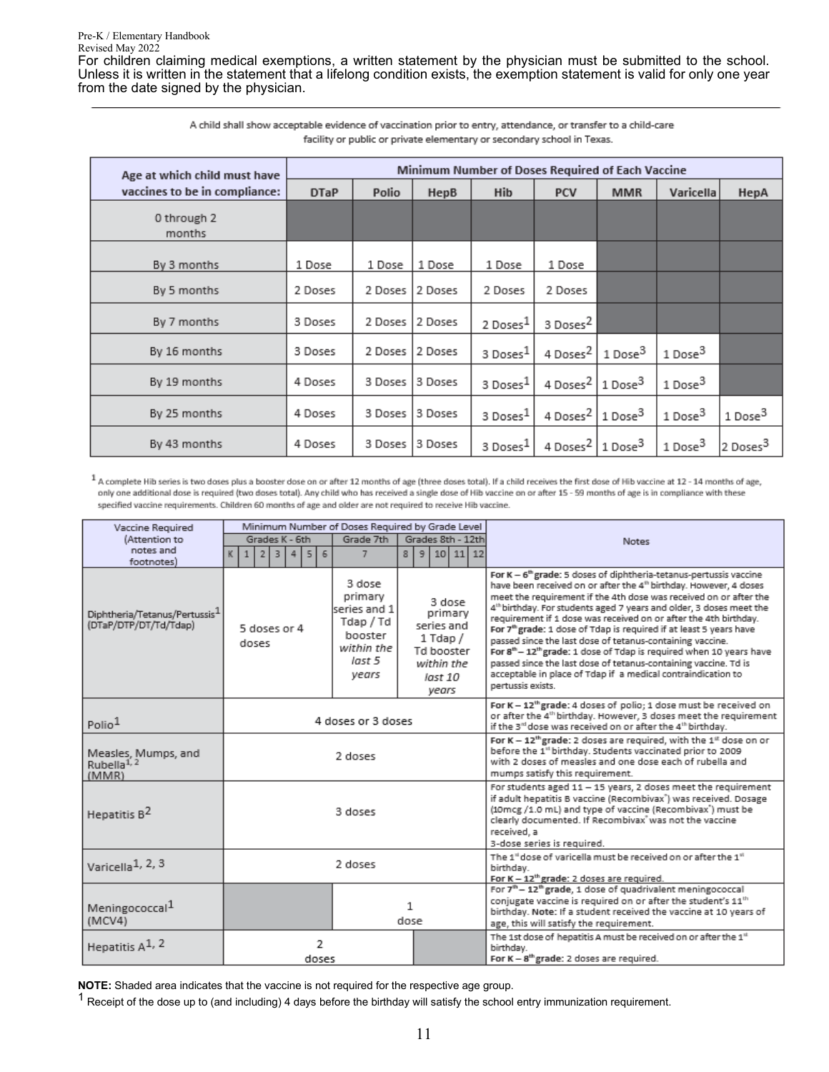For children claiming medical exemptions, a written statement by the physician must be submitted to the school. Unless it is written in the statement that a lifelong condition exists, the exemption statement is valid for only one year from the date signed by the physician.

---

A child shall show acceptable evidence of vaccination prior to entry, attendance, or transfer to a child-care facility or public or private elementary or secondary school in Texas.

| Age at which child must have vaccines to be in compliance: | Minimum Number of Doses Required of Each Vaccine | | | | | | | |
|---|---|---|---|---|---|---|---|---|
| | DTaP | Polio | HepB | Hib | PCV | MMR | Varicella | HepA |
| 0 through 2 months | | | | | | | | |
| By 3 months | 1 Dose | 1 Dose | 1 Dose | 1 Dose | 1 Dose | | | |
| By 5 months | 2 Doses | 2 Doses | 2 Doses | 2 Doses | 2 Doses | | | |
| By 7 months | 3 Doses | 2 Doses | 2 Doses | 2 Doses[1] | 3 Doses[2] | | | |
| By 16 months | 3 Doses | 2 Doses | 2 Doses | 3 Doses[1] | 4 Doses[2] | 1 Dose[3] | 1 Dose[3] | |
| By 19 months | 4 Doses | 3 Doses | 3 Doses | 3 Doses[1] | 4 Doses[2] | 1 Dose[3] | 1 Dose[3] | |
| By 25 months | 4 Doses | 3 Doses | 3 Doses | 3 Doses[1] | 4 Doses[2] | 1 Dose[3] | 1 Dose[3] | 1 Dose[3] |
| By 43 months | 4 Doses | 3 Doses | 3 Doses | 3 Doses[1] | 4 Doses[2] | 1 Dose[3] | 1 Dose[3] | 2 Doses[3] |

[1] A complete Hib series is two doses plus a booster dose on or after 12 months of age (three doses total). If a child receives the first dose of Hib vaccine at 12 - 14 months of age, only one additional dose is required (two doses total). Any child who has received a single dose of Hib vaccine on or after 15 - 59 months of age is in compliance with these specified vaccine requirements. Children 60 months of age and older are not required to receive Hib vaccine.

| Vaccine Required (Attention to notes and footnotes) | Minimum Number of Doses Required by Grade Level: Grades K - 6th (K, 1, 2, 3, 4, 5, 6) | Grade 7th (7) | Grades 8th - 12th (8, 9, 10, 11, 12) | Notes |
|---|---|---|---|---|
| Diphtheria/Tetanus/Pertussis[1] (DTaP/DTP/DT/Td/Tdap) | 5 doses or 4 doses | 3 dose primary series and 1 Tdap / Td booster *within the last 5 years* | 3 dose primary series and 1 Tdap / Td booster *within the last 10 years* | **For K – 6th grade:** 5 doses of diphtheria-tetanus-pertussis vaccine have been received on or after the 4th birthday. However, 4 doses meet the requirement if the 4th dose was received on or after the 4th birthday. For students aged 7 years and older, 3 doses meet the requirement if 1 dose was received on or after the 4th birthday. **For 7th grade:** 1 dose of Tdap is required if at least 5 years have passed since the last dose of tetanus-containing vaccine. **For 8th – 12th grade:** 1 dose of Tdap is required when 10 years have passed since the last dose of tetanus-containing vaccine. Td is acceptable in place of Tdap if a medical contraindication to pertussis exists. |
| Polio[1] | 4 doses or 3 doses | | | **For K – 12th grade:** 4 doses of polio; 1 dose must be received on or after the 4th birthday. However, 3 doses meet the requirement if the 3rd dose was received on or after the 4th birthday. |
| Measles, Mumps, and Rubella[1, 2] (MMR) | 2 doses | | | **For K – 12th grade:** 2 doses are required, with the 1st dose on or before the 1st birthday. Students vaccinated prior to 2009 with 2 doses of measles and one dose each of rubella and mumps satisfy this requirement. |
| Hepatitis B[2] | 3 doses | | | For students aged 11 – 15 years, 2 doses meet the requirement if adult hepatitis B vaccine (Recombivax®) was received. Dosage (10mcg /1.0 mL) and type of vaccine (Recombivax®) must be clearly documented. If Recombivax® was not the vaccine received, a 3-dose series is required. |
| Varicella[1, 2, 3] | 2 doses | | | The 1st dose of varicella must be received on or after the 1st birthday. **For K – 12th grade:** 2 doses are required. |
| Meningococcal[1] (MCV4) | | 1 dose | | For 7th – 12th grade, 1 dose of quadrivalent meningococcal conjugate vaccine is required on or after the student's 11th birthday. **Note:** If a student received the vaccine at 10 years of age, this will satisfy the requirement. |
| Hepatitis A[1, 2] | 2 doses | | | The 1st dose of hepatitis A must be received on or after the 1st birthday. **For K – 8th grade:** 2 doses are required. |

**NOTE:** Shaded area indicates that the vaccine is not required for the respective age group.

[1] Receipt of the dose up to (and including) 4 days before the birthday will satisfy the school entry immunization requirement.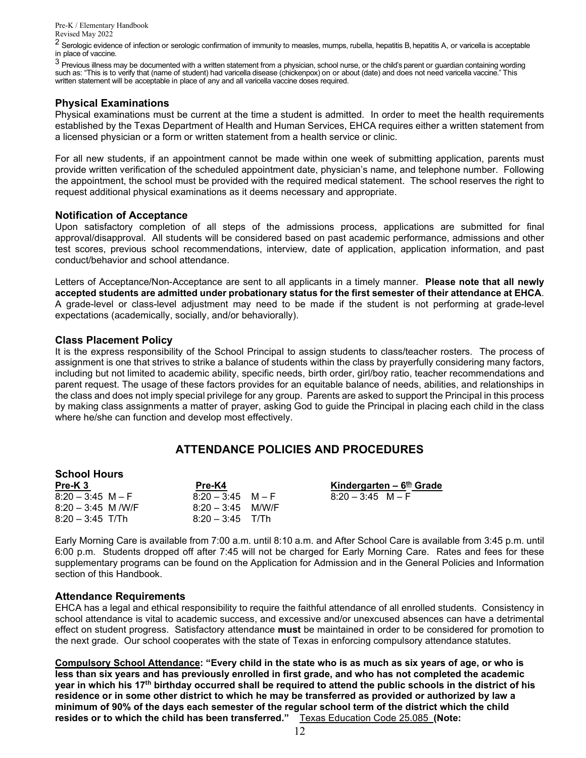[2] Serologic evidence of infection or serologic confirmation of immunity to measles, mumps, rubella, hepatitis B, hepatitis A, or varicella is acceptable in place of vaccine.

[3] Previous illness may be documented with a written statement from a physician, school nurse, or the child's parent or guardian containing wording such as: "This is to verify that (name of student) had varicella disease (chickenpox) on or about (date) and does not need varicella vaccine." This written statement will be acceptable in place of any and all varicella vaccine doses required.

### Physical Examinations

Physical examinations must be current at the time a student is admitted. In order to meet the health requirements established by the Texas Department of Health and Human Services, EHCA requires either a written statement from a licensed physician or a form or written statement from a health service or clinic.

For all new students, if an appointment cannot be made within one week of submitting application, parents must provide written verification of the scheduled appointment date, physician's name, and telephone number. Following the appointment, the school must be provided with the required medical statement. The school reserves the right to request additional physical examinations as it deems necessary and appropriate.

### Notification of Acceptance

Upon satisfactory completion of all steps of the admissions process, applications are submitted for final approval/disapproval. All students will be considered based on past academic performance, admissions and other test scores, previous school recommendations, interview, date of application, application information, and past conduct/behavior and school attendance.

Letters of Acceptance/Non-Acceptance are sent to all applicants in a timely manner. **Please note that all newly accepted students are admitted under probationary status for the first semester of their attendance at EHCA**. A grade-level or class-level adjustment may need to be made if the student is not performing at grade-level expectations (academically, socially, and/or behaviorally).

### Class Placement Policy

It is the express responsibility of the School Principal to assign students to class/teacher rosters. The process of assignment is one that strives to strike a balance of students within the class by prayerfully considering many factors, including but not limited to academic ability, specific needs, birth order, girl/boy ratio, teacher recommendations and parent request. The usage of these factors provides for an equitable balance of needs, abilities, and relationships in the class and does not imply special privilege for any group. Parents are asked to support the Principal in this process by making class assignments a matter of prayer, asking God to guide the Principal in placing each child in the class where he/she can function and develop most effectively.

## ATTENDANCE POLICIES AND PROCEDURES

### School Hours

| Pre-K 3 | Pre-K4 | Kindergarten – 6th Grade |
|---|---|---|
| 8:20 – 3:45 M – F | 8:20 – 3:45 M – F | 8:20 – 3:45 M – F |
| 8:20 – 3:45 M /W/F | 8:20 – 3:45 M/W/F | |
| 8:20 – 3:45 T/Th | 8:20 – 3:45 T/Th | |

Early Morning Care is available from 7:00 a.m. until 8:10 a.m. and After School Care is available from 3:45 p.m. until 6:00 p.m. Students dropped off after 7:45 will not be charged for Early Morning Care. Rates and fees for these supplementary programs can be found on the Application for Admission and in the General Policies and Information section of this Handbook.

### Attendance Requirements

EHCA has a legal and ethical responsibility to require the faithful attendance of all enrolled students. Consistency in school attendance is vital to academic success, and excessive and/or unexcused absences can have a detrimental effect on student progress. Satisfactory attendance **must** be maintained in order to be considered for promotion to the next grade. Our school cooperates with the state of Texas in enforcing compulsory attendance statutes.

**Compulsory School Attendance: "Every child in the state who is as much as six years of age, or who is less than six years and has previously enrolled in first grade, and who has not completed the academic year in which his 17th birthday occurred shall be required to attend the public schools in the district of his residence or in some other district to which he may be transferred as provided or authorized by law a minimum of 90% of the days each semester of the regular school term of the district which the child resides or to which the child has been transferred."** Texas Education Code 25.085 **(Note:**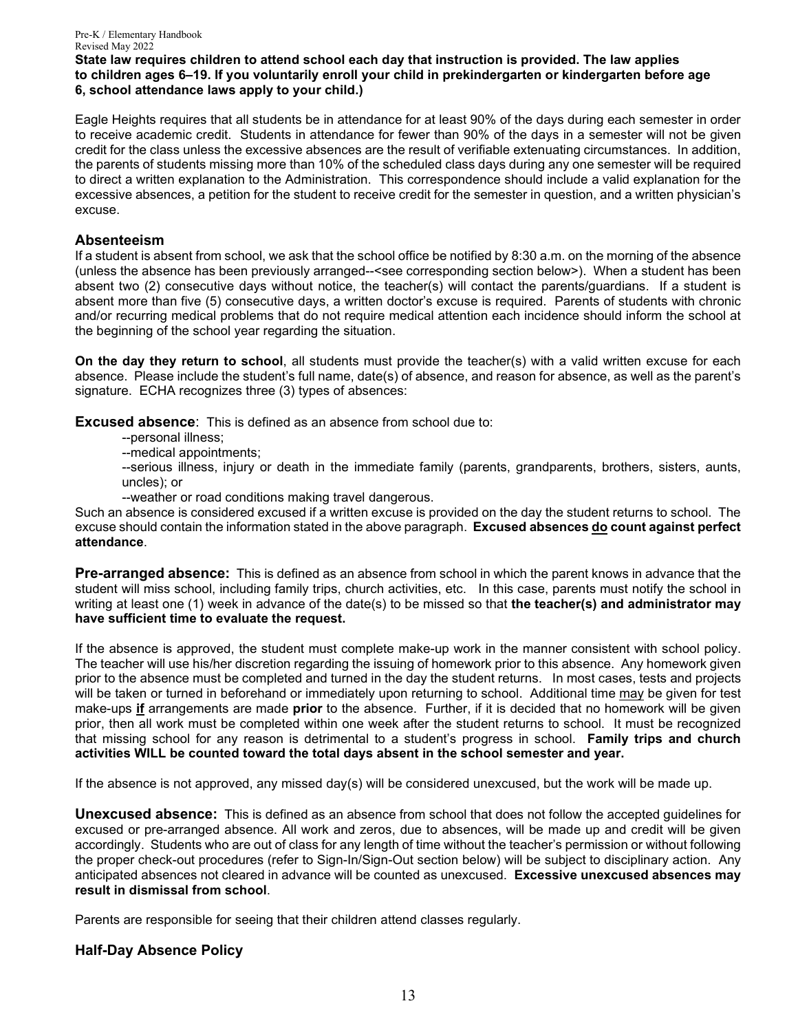**State law requires children to attend school each day that instruction is provided. The law applies to children ages 6–19. If you voluntarily enroll your child in prekindergarten or kindergarten before age 6, school attendance laws apply to your child.)**

Eagle Heights requires that all students be in attendance for at least 90% of the days during each semester in order to receive academic credit. Students in attendance for fewer than 90% of the days in a semester will not be given credit for the class unless the excessive absences are the result of verifiable extenuating circumstances. In addition, the parents of students missing more than 10% of the scheduled class days during any one semester will be required to direct a written explanation to the Administration. This correspondence should include a valid explanation for the excessive absences, a petition for the student to receive credit for the semester in question, and a written physician's excuse.

## Absenteeism

If a student is absent from school, we ask that the school office be notified by 8:30 a.m. on the morning of the absence (unless the absence has been previously arranged--<see corresponding section below>). When a student has been absent two (2) consecutive days without notice, the teacher(s) will contact the parents/guardians. If a student is absent more than five (5) consecutive days, a written doctor's excuse is required. Parents of students with chronic and/or recurring medical problems that do not require medical attention each incidence should inform the school at the beginning of the school year regarding the situation.

**On the day they return to school**, all students must provide the teacher(s) with a valid written excuse for each absence. Please include the student's full name, date(s) of absence, and reason for absence, as well as the parent's signature. ECHA recognizes three (3) types of absences:

**Excused absence**: This is defined as an absence from school due to:

--personal illness;
--medical appointments;
--serious illness, injury or death in the immediate family (parents, grandparents, brothers, sisters, aunts, uncles); or
--weather or road conditions making travel dangerous.

Such an absence is considered excused if a written excuse is provided on the day the student returns to school. The excuse should contain the information stated in the above paragraph. **Excused absences do count against perfect attendance**.

**Pre-arranged absence:** This is defined as an absence from school in which the parent knows in advance that the student will miss school, including family trips, church activities, etc. In this case, parents must notify the school in writing at least one (1) week in advance of the date(s) to be missed so that **the teacher(s) and administrator may have sufficient time to evaluate the request.**

If the absence is approved, the student must complete make-up work in the manner consistent with school policy. The teacher will use his/her discretion regarding the issuing of homework prior to this absence. Any homework given prior to the absence must be completed and turned in the day the student returns. In most cases, tests and projects will be taken or turned in beforehand or immediately upon returning to school. Additional time may be given for test make-ups **if** arrangements are made **prior** to the absence. Further, if it is decided that no homework will be given prior, then all work must be completed within one week after the student returns to school. It must be recognized that missing school for any reason is detrimental to a student's progress in school. **Family trips and church activities WILL be counted toward the total days absent in the school semester and year.**

If the absence is not approved, any missed day(s) will be considered unexcused, but the work will be made up.

**Unexcused absence:** This is defined as an absence from school that does not follow the accepted guidelines for excused or pre-arranged absence. All work and zeros, due to absences, will be made up and credit will be given accordingly. Students who are out of class for any length of time without the teacher's permission or without following the proper check-out procedures (refer to Sign-In/Sign-Out section below) will be subject to disciplinary action. Any anticipated absences not cleared in advance will be counted as unexcused. **Excessive unexcused absences may result in dismissal from school**.

Parents are responsible for seeing that their children attend classes regularly.

## Half-Day Absence Policy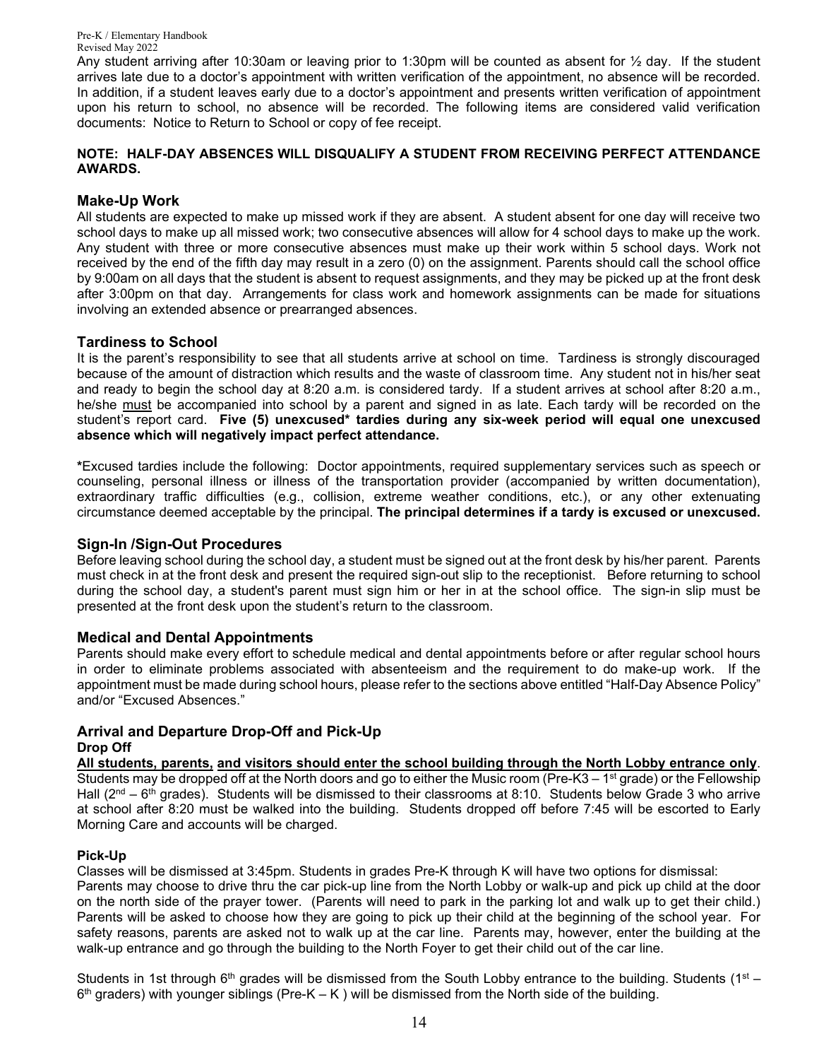Any student arriving after 10:30am or leaving prior to 1:30pm will be counted as absent for ½ day. If the student arrives late due to a doctor's appointment with written verification of the appointment, no absence will be recorded. In addition, if a student leaves early due to a doctor's appointment and presents written verification of appointment upon his return to school, no absence will be recorded. The following items are considered valid verification documents: Notice to Return to School or copy of fee receipt.

**NOTE: HALF-DAY ABSENCES WILL DISQUALIFY A STUDENT FROM RECEIVING PERFECT ATTENDANCE AWARDS.**

## Make-Up Work

All students are expected to make up missed work if they are absent. A student absent for one day will receive two school days to make up all missed work; two consecutive absences will allow for 4 school days to make up the work. Any student with three or more consecutive absences must make up their work within 5 school days. Work not received by the end of the fifth day may result in a zero (0) on the assignment. Parents should call the school office by 9:00am on all days that the student is absent to request assignments, and they may be picked up at the front desk after 3:00pm on that day. Arrangements for class work and homework assignments can be made for situations involving an extended absence or prearranged absences.

## Tardiness to School

It is the parent's responsibility to see that all students arrive at school on time. Tardiness is strongly discouraged because of the amount of distraction which results and the waste of classroom time. Any student not in his/her seat and ready to begin the school day at 8:20 a.m. is considered tardy. If a student arrives at school after 8:20 a.m., he/she <u>must</u> be accompanied into school by a parent and signed in as late. Each tardy will be recorded on the student's report card. **Five (5) unexcused* tardies during any six-week period will equal one unexcused absence which will negatively impact perfect attendance.**

**\***Excused tardies include the following: Doctor appointments, required supplementary services such as speech or counseling, personal illness or illness of the transportation provider (accompanied by written documentation), extraordinary traffic difficulties (e.g., collision, extreme weather conditions, etc.), or any other extenuating circumstance deemed acceptable by the principal. **The principal determines if a tardy is excused or unexcused.**

## Sign-In /Sign-Out Procedures

Before leaving school during the school day, a student must be signed out at the front desk by his/her parent. Parents must check in at the front desk and present the required sign-out slip to the receptionist. Before returning to school during the school day, a student's parent must sign him or her in at the school office. The sign-in slip must be presented at the front desk upon the student's return to the classroom.

## Medical and Dental Appointments

Parents should make every effort to schedule medical and dental appointments before or after regular school hours in order to eliminate problems associated with absenteeism and the requirement to do make-up work. If the appointment must be made during school hours, please refer to the sections above entitled "Half-Day Absence Policy" and/or "Excused Absences."

## Arrival and Departure Drop-Off and Pick-Up

### Drop Off

**<u>All students, parents, and visitors should enter the school building through the North Lobby entrance only</u>.** Students may be dropped off at the North doors and go to either the Music room (Pre-K3 – 1st grade) or the Fellowship Hall (2nd – 6th grades). Students will be dismissed to their classrooms at 8:10. Students below Grade 3 who arrive at school after 8:20 must be walked into the building. Students dropped off before 7:45 will be escorted to Early Morning Care and accounts will be charged.

### Pick-Up

Classes will be dismissed at 3:45pm. Students in grades Pre-K through K will have two options for dismissal: Parents may choose to drive thru the car pick-up line from the North Lobby or walk-up and pick up child at the door on the north side of the prayer tower. (Parents will need to park in the parking lot and walk up to get their child.) Parents will be asked to choose how they are going to pick up their child at the beginning of the school year. For safety reasons, parents are asked not to walk up at the car line. Parents may, however, enter the building at the walk-up entrance and go through the building to the North Foyer to get their child out of the car line.

Students in 1st through 6th grades will be dismissed from the South Lobby entrance to the building. Students (1st – 6th graders) with younger siblings (Pre-K – K ) will be dismissed from the North side of the building.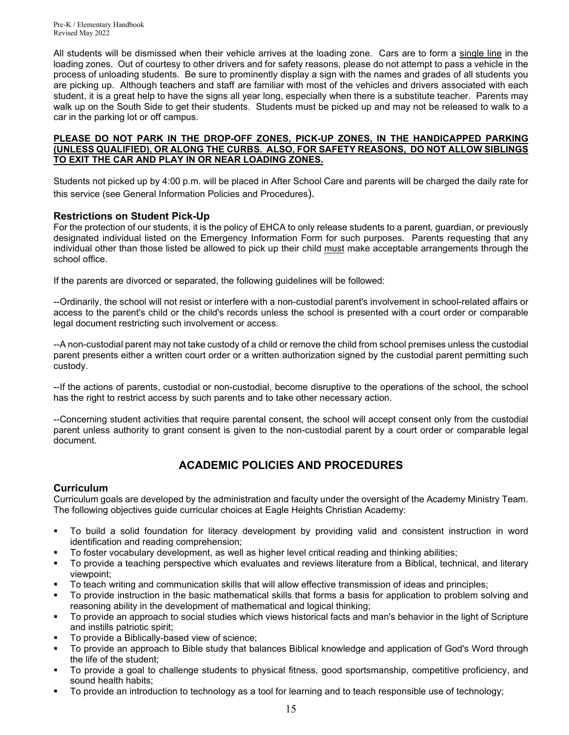All students will be dismissed when their vehicle arrives at the loading zone. Cars are to form a single line in the loading zones. Out of courtesy to other drivers and for safety reasons, please do not attempt to pass a vehicle in the process of unloading students. Be sure to prominently display a sign with the names and grades of all students you are picking up. Although teachers and staff are familiar with most of the vehicles and drivers associated with each student, it is a great help to have the signs all year long, especially when there is a substitute teacher. Parents may walk up on the South Side to get their students. Students must be picked up and may not be released to walk to a car in the parking lot or off campus.

**PLEASE DO NOT PARK IN THE DROP-OFF ZONES, PICK-UP ZONES, IN THE HANDICAPPED PARKING (UNLESS QUALIFIED), OR ALONG THE CURBS. ALSO, FOR SAFETY REASONS, DO NOT ALLOW SIBLINGS TO EXIT THE CAR AND PLAY IN OR NEAR LOADING ZONES.**

Students not picked up by 4:00 p.m. will be placed in After School Care and parents will be charged the daily rate for this service (see General Information Policies and Procedures).

### Restrictions on Student Pick-Up

For the protection of our students, it is the policy of EHCA to only release students to a parent, guardian, or previously designated individual listed on the Emergency Information Form for such purposes. Parents requesting that any individual other than those listed be allowed to pick up their child must make acceptable arrangements through the school office.

If the parents are divorced or separated, the following guidelines will be followed:

--Ordinarily, the school will not resist or interfere with a non-custodial parent's involvement in school-related affairs or access to the parent's child or the child's records unless the school is presented with a court order or comparable legal document restricting such involvement or access.

--A non-custodial parent may not take custody of a child or remove the child from school premises unless the custodial parent presents either a written court order or a written authorization signed by the custodial parent permitting such custody.

--If the actions of parents, custodial or non-custodial, become disruptive to the operations of the school, the school has the right to restrict access by such parents and to take other necessary action.

--Concerning student activities that require parental consent, the school will accept consent only from the custodial parent unless authority to grant consent is given to the non-custodial parent by a court order or comparable legal document.

## ACADEMIC POLICIES AND PROCEDURES

### Curriculum

Curriculum goals are developed by the administration and faculty under the oversight of the Academy Ministry Team. The following objectives guide curricular choices at Eagle Heights Christian Academy:

- To build a solid foundation for literacy development by providing valid and consistent instruction in word identification and reading comprehension;
- To foster vocabulary development, as well as higher level critical reading and thinking abilities;
- To provide a teaching perspective which evaluates and reviews literature from a Biblical, technical, and literary viewpoint;
- To teach writing and communication skills that will allow effective transmission of ideas and principles;
- To provide instruction in the basic mathematical skills that forms a basis for application to problem solving and reasoning ability in the development of mathematical and logical thinking;
- To provide an approach to social studies which views historical facts and man's behavior in the light of Scripture and instills patriotic spirit;
- To provide a Biblically-based view of science;
- To provide an approach to Bible study that balances Biblical knowledge and application of God's Word through the life of the student;
- To provide a goal to challenge students to physical fitness, good sportsmanship, competitive proficiency, and sound health habits;
- To provide an introduction to technology as a tool for learning and to teach responsible use of technology;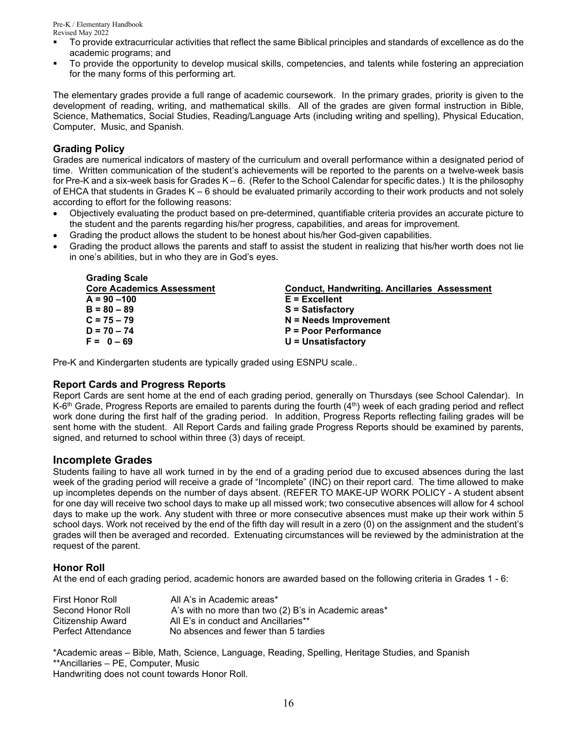- To provide extracurricular activities that reflect the same Biblical principles and standards of excellence as do the academic programs; and
- To provide the opportunity to develop musical skills, competencies, and talents while fostering an appreciation for the many forms of this performing art.

The elementary grades provide a full range of academic coursework. In the primary grades, priority is given to the development of reading, writing, and mathematical skills. All of the grades are given formal instruction in Bible, Science, Mathematics, Social Studies, Reading/Language Arts (including writing and spelling), Physical Education, Computer, Music, and Spanish.

### Grading Policy

Grades are numerical indicators of mastery of the curriculum and overall performance within a designated period of time. Written communication of the student's achievements will be reported to the parents on a twelve-week basis for Pre-K and a six-week basis for Grades K – 6. (Refer to the School Calendar for specific dates.) It is the philosophy of EHCA that students in Grades K – 6 should be evaluated primarily according to their work products and not solely according to effort for the following reasons:

- Objectively evaluating the product based on pre-determined, quantifiable criteria provides an accurate picture to the student and the parents regarding his/her progress, capabilities, and areas for improvement.
- Grading the product allows the student to be honest about his/her God-given capabilities.
- Grading the product allows the parents and staff to assist the student in realizing that his/her worth does not lie in one's abilities, but in who they are in God's eyes.

**Grading Scale**

| **Core Academics Assessment** | **Conduct, Handwriting. Ancillaries Assessment** |
|---|---|
| **A = 90 –100** | **E = Excellent** |
| **B = 80 – 89** | **S = Satisfactory** |
| **C = 75 – 79** | **N = Needs Improvement** |
| **D = 70 – 74** | **P = Poor Performance** |
| **F = 0 – 69** | **U = Unsatisfactory** |

Pre-K and Kindergarten students are typically graded using ESNPU scale..

### Report Cards and Progress Reports

Report Cards are sent home at the end of each grading period, generally on Thursdays (see School Calendar). In K-6th Grade, Progress Reports are emailed to parents during the fourth (4th) week of each grading period and reflect work done during the first half of the grading period. In addition, Progress Reports reflecting failing grades will be sent home with the student. All Report Cards and failing grade Progress Reports should be examined by parents, signed, and returned to school within three (3) days of receipt.

## Incomplete Grades

Students failing to have all work turned in by the end of a grading period due to excused absences during the last week of the grading period will receive a grade of "Incomplete" (INC) on their report card. The time allowed to make up incompletes depends on the number of days absent. (REFER TO MAKE-UP WORK POLICY - A student absent for one day will receive two school days to make up all missed work; two consecutive absences will allow for 4 school days to make up the work. Any student with three or more consecutive absences must make up their work within 5 school days. Work not received by the end of the fifth day will result in a zero (0) on the assignment and the student's grades will then be averaged and recorded. Extenuating circumstances will be reviewed by the administration at the request of the parent.

### Honor Roll

At the end of each grading period, academic honors are awarded based on the following criteria in Grades 1 - 6:

| | |
|---|---|
| First Honor Roll | All A's in Academic areas* |
| Second Honor Roll | A's with no more than two (2) B's in Academic areas* |
| Citizenship Award | All E's in conduct and Ancillaries** |
| Perfect Attendance | No absences and fewer than 5 tardies |

*Academic areas – Bible, Math, Science, Language, Reading, Spelling, Heritage Studies, and Spanish
**Ancillaries – PE, Computer, Music
Handwriting does not count towards Honor Roll.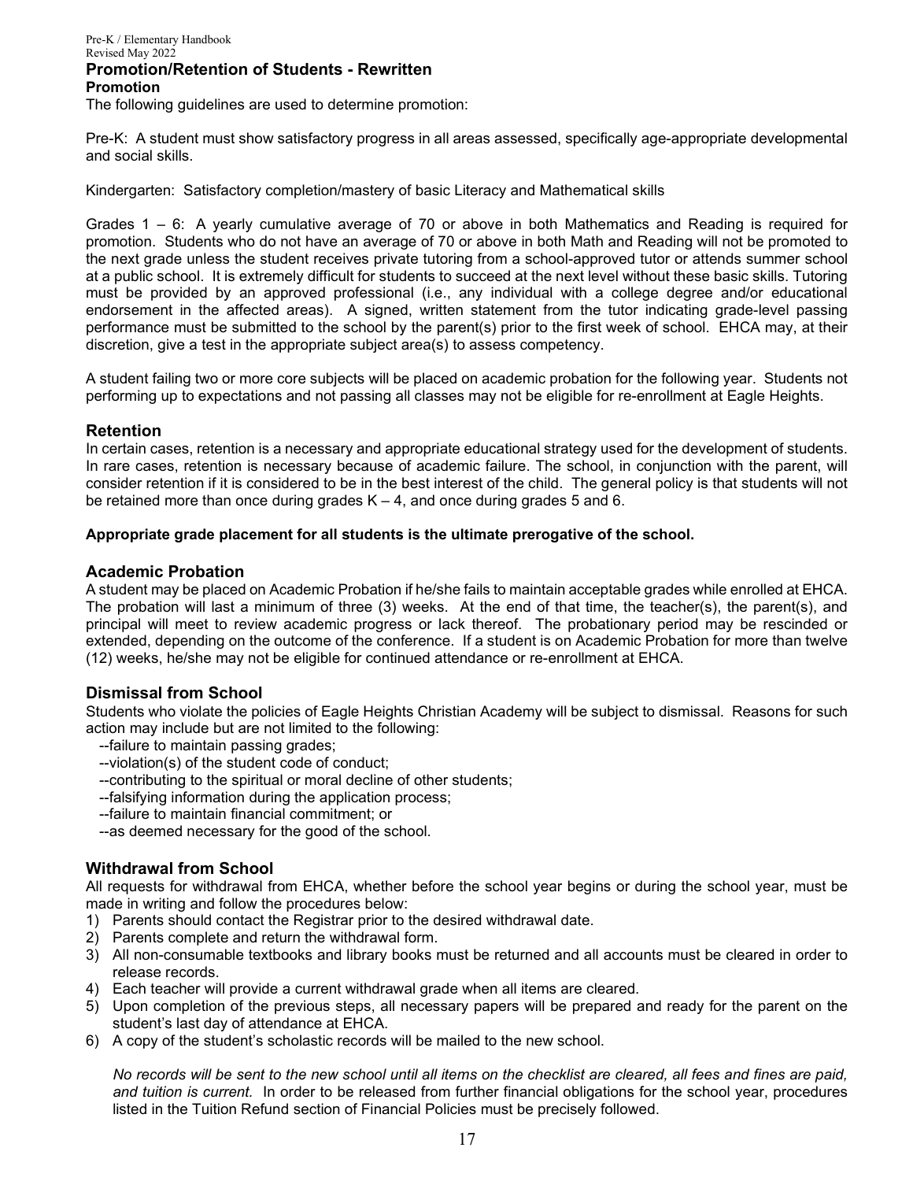## Promotion/Retention of Students - Rewritten

### Promotion

The following guidelines are used to determine promotion:

Pre-K: A student must show satisfactory progress in all areas assessed, specifically age-appropriate developmental and social skills.

Kindergarten: Satisfactory completion/mastery of basic Literacy and Mathematical skills

Grades 1 – 6: A yearly cumulative average of 70 or above in both Mathematics and Reading is required for promotion. Students who do not have an average of 70 or above in both Math and Reading will not be promoted to the next grade unless the student receives private tutoring from a school-approved tutor or attends summer school at a public school. It is extremely difficult for students to succeed at the next level without these basic skills. Tutoring must be provided by an approved professional (i.e., any individual with a college degree and/or educational endorsement in the affected areas). A signed, written statement from the tutor indicating grade-level passing performance must be submitted to the school by the parent(s) prior to the first week of school. EHCA may, at their discretion, give a test in the appropriate subject area(s) to assess competency.

A student failing two or more core subjects will be placed on academic probation for the following year. Students not performing up to expectations and not passing all classes may not be eligible for re-enrollment at Eagle Heights.

## Retention

In certain cases, retention is a necessary and appropriate educational strategy used for the development of students. In rare cases, retention is necessary because of academic failure. The school, in conjunction with the parent, will consider retention if it is considered to be in the best interest of the child. The general policy is that students will not be retained more than once during grades K – 4, and once during grades 5 and 6.

**Appropriate grade placement for all students is the ultimate prerogative of the school.**

## Academic Probation

A student may be placed on Academic Probation if he/she fails to maintain acceptable grades while enrolled at EHCA. The probation will last a minimum of three (3) weeks. At the end of that time, the teacher(s), the parent(s), and principal will meet to review academic progress or lack thereof. The probationary period may be rescinded or extended, depending on the outcome of the conference. If a student is on Academic Probation for more than twelve (12) weeks, he/she may not be eligible for continued attendance or re-enrollment at EHCA.

## Dismissal from School

Students who violate the policies of Eagle Heights Christian Academy will be subject to dismissal. Reasons for such action may include but are not limited to the following:

--failure to maintain passing grades;
--violation(s) of the student code of conduct;
--contributing to the spiritual or moral decline of other students;
--falsifying information during the application process;
--failure to maintain financial commitment; or
--as deemed necessary for the good of the school.

## Withdrawal from School

All requests for withdrawal from EHCA, whether before the school year begins or during the school year, must be made in writing and follow the procedures below:

1) Parents should contact the Registrar prior to the desired withdrawal date.
2) Parents complete and return the withdrawal form.
3) All non-consumable textbooks and library books must be returned and all accounts must be cleared in order to release records.
4) Each teacher will provide a current withdrawal grade when all items are cleared.
5) Upon completion of the previous steps, all necessary papers will be prepared and ready for the parent on the student's last day of attendance at EHCA.
6) A copy of the student's scholastic records will be mailed to the new school.

*No records will be sent to the new school until all items on the checklist are cleared, all fees and fines are paid, and tuition is current.* In order to be released from further financial obligations for the school year, procedures listed in the Tuition Refund section of Financial Policies must be precisely followed.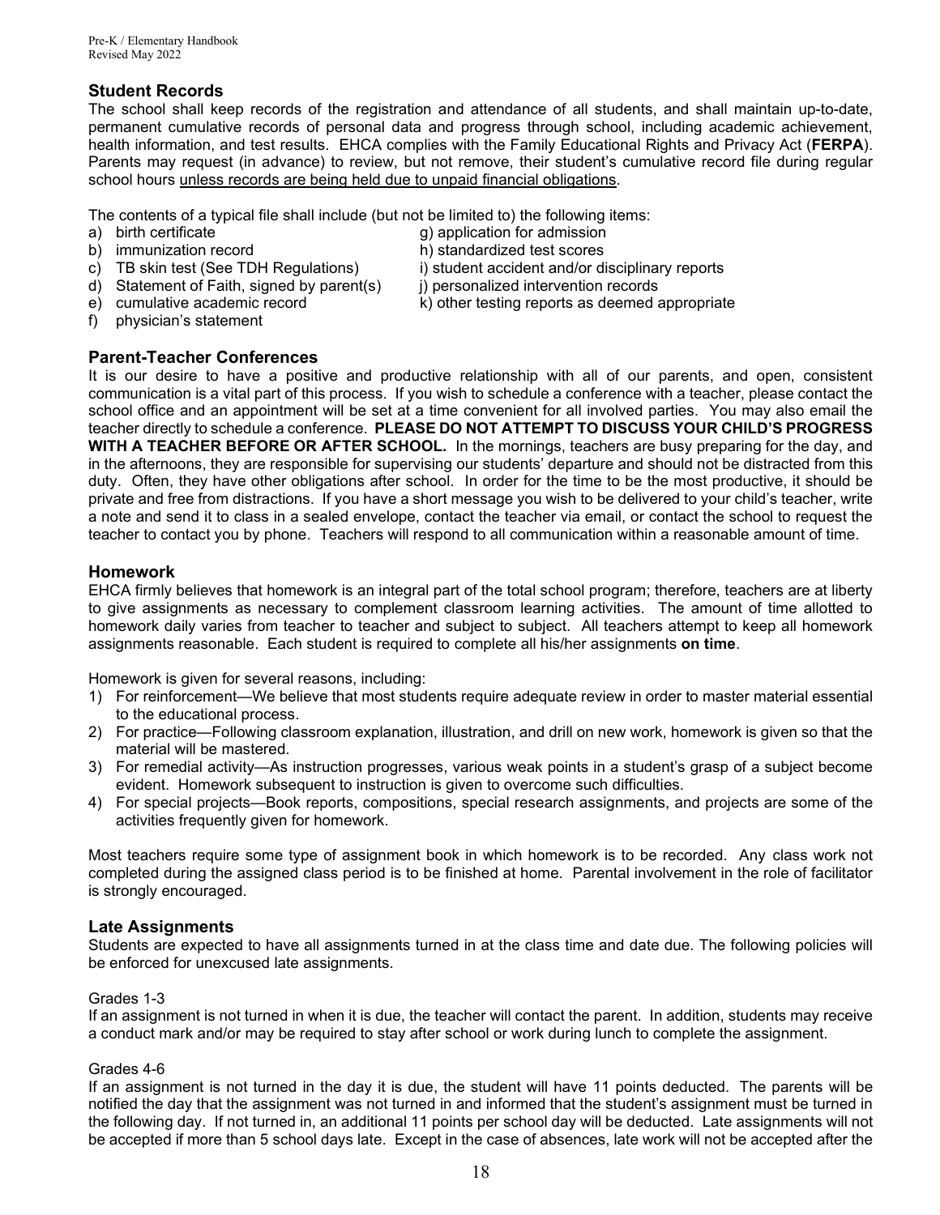## Student Records

The school shall keep records of the registration and attendance of all students, and shall maintain up-to-date, permanent cumulative records of personal data and progress through school, including academic achievement, health information, and test results. EHCA complies with the Family Educational Rights and Privacy Act (**FERPA**). Parents may request (in advance) to review, but not remove, their student's cumulative record file during regular school hours <u>unless records are being held due to unpaid financial obligations</u>.

The contents of a typical file shall include (but not be limited to) the following items:

a) birth certificate
b) immunization record
c) TB skin test (See TDH Regulations)
d) Statement of Faith, signed by parent(s)
e) cumulative academic record
f) physician's statement
g) application for admission
h) standardized test scores
i) student accident and/or disciplinary reports
j) personalized intervention records
k) other testing reports as deemed appropriate

## Parent-Teacher Conferences

It is our desire to have a positive and productive relationship with all of our parents, and open, consistent communication is a vital part of this process. If you wish to schedule a conference with a teacher, please contact the school office and an appointment will be set at a time convenient for all involved parties. You may also email the teacher directly to schedule a conference. **PLEASE DO NOT ATTEMPT TO DISCUSS YOUR CHILD'S PROGRESS WITH A TEACHER BEFORE OR AFTER SCHOOL.** In the mornings, teachers are busy preparing for the day, and in the afternoons, they are responsible for supervising our students' departure and should not be distracted from this duty. Often, they have other obligations after school. In order for the time to be the most productive, it should be private and free from distractions. If you have a short message you wish to be delivered to your child's teacher, write a note and send it to class in a sealed envelope, contact the teacher via email, or contact the school to request the teacher to contact you by phone. Teachers will respond to all communication within a reasonable amount of time.

## Homework

EHCA firmly believes that homework is an integral part of the total school program; therefore, teachers are at liberty to give assignments as necessary to complement classroom learning activities. The amount of time allotted to homework daily varies from teacher to teacher and subject to subject. All teachers attempt to keep all homework assignments reasonable. Each student is required to complete all his/her assignments **on time**.

Homework is given for several reasons, including:

1) For reinforcement—We believe that most students require adequate review in order to master material essential to the educational process.
2) For practice—Following classroom explanation, illustration, and drill on new work, homework is given so that the material will be mastered.
3) For remedial activity—As instruction progresses, various weak points in a student's grasp of a subject become evident. Homework subsequent to instruction is given to overcome such difficulties.
4) For special projects—Book reports, compositions, special research assignments, and projects are some of the activities frequently given for homework.

Most teachers require some type of assignment book in which homework is to be recorded. Any class work not completed during the assigned class period is to be finished at home. Parental involvement in the role of facilitator is strongly encouraged.

## Late Assignments

Students are expected to have all assignments turned in at the class time and date due. The following policies will be enforced for unexcused late assignments.

Grades 1-3

If an assignment is not turned in when it is due, the teacher will contact the parent. In addition, students may receive a conduct mark and/or may be required to stay after school or work during lunch to complete the assignment.

Grades 4-6

If an assignment is not turned in the day it is due, the student will have 11 points deducted. The parents will be notified the day that the assignment was not turned in and informed that the student's assignment must be turned in the following day. If not turned in, an additional 11 points per school day will be deducted. Late assignments will not be accepted if more than 5 school days late. Except in the case of absences, late work will not be accepted after the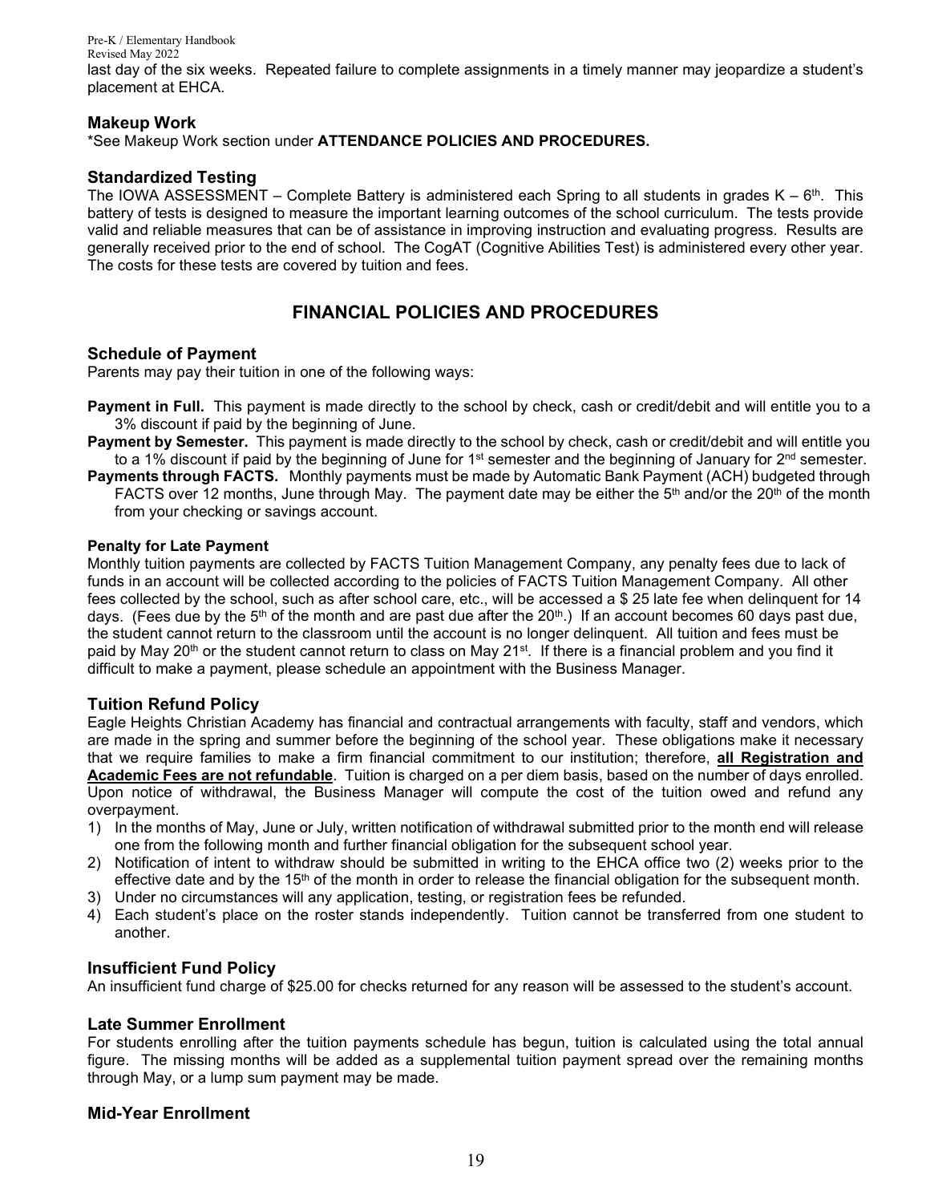last day of the six weeks. Repeated failure to complete assignments in a timely manner may jeopardize a student's placement at EHCA.

### Makeup Work

*See Makeup Work section under **ATTENDANCE POLICIES AND PROCEDURES.**

### Standardized Testing

The IOWA ASSESSMENT – Complete Battery is administered each Spring to all students in grades K – 6th. This battery of tests is designed to measure the important learning outcomes of the school curriculum. The tests provide valid and reliable measures that can be of assistance in improving instruction and evaluating progress. Results are generally received prior to the end of school. The CogAT (Cognitive Abilities Test) is administered every other year. The costs for these tests are covered by tuition and fees.

## FINANCIAL POLICIES AND PROCEDURES

### Schedule of Payment

Parents may pay their tuition in one of the following ways:

**Payment in Full.** This payment is made directly to the school by check, cash or credit/debit and will entitle you to a 3% discount if paid by the beginning of June.

**Payment by Semester.** This payment is made directly to the school by check, cash or credit/debit and will entitle you to a 1% discount if paid by the beginning of June for 1st semester and the beginning of January for 2nd semester.

**Payments through FACTS.** Monthly payments must be made by Automatic Bank Payment (ACH) budgeted through FACTS over 12 months, June through May. The payment date may be either the 5th and/or the 20th of the month from your checking or savings account.

#### Penalty for Late Payment

Monthly tuition payments are collected by FACTS Tuition Management Company, any penalty fees due to lack of funds in an account will be collected according to the policies of FACTS Tuition Management Company. All other fees collected by the school, such as after school care, etc., will be accessed a $ 25 late fee when delinquent for 14 days. (Fees due by the 5th of the month and are past due after the 20th.) If an account becomes 60 days past due, the student cannot return to the classroom until the account is no longer delinquent. All tuition and fees must be paid by May 20th or the student cannot return to class on May 21st. If there is a financial problem and you find it difficult to make a payment, please schedule an appointment with the Business Manager.

### Tuition Refund Policy

Eagle Heights Christian Academy has financial and contractual arrangements with faculty, staff and vendors, which are made in the spring and summer before the beginning of the school year. These obligations make it necessary that we require families to make a firm financial commitment to our institution; therefore, **all Registration and Academic Fees are not refundable**. Tuition is charged on a per diem basis, based on the number of days enrolled. Upon notice of withdrawal, the Business Manager will compute the cost of the tuition owed and refund any overpayment.

1) In the months of May, June or July, written notification of withdrawal submitted prior to the month end will release one from the following month and further financial obligation for the subsequent school year.
2) Notification of intent to withdraw should be submitted in writing to the EHCA office two (2) weeks prior to the effective date and by the 15th of the month in order to release the financial obligation for the subsequent month.
3) Under no circumstances will any application, testing, or registration fees be refunded.
4) Each student's place on the roster stands independently. Tuition cannot be transferred from one student to another.

### Insufficient Fund Policy

An insufficient fund charge of $25.00 for checks returned for any reason will be assessed to the student's account.

### Late Summer Enrollment

For students enrolling after the tuition payments schedule has begun, tuition is calculated using the total annual figure. The missing months will be added as a supplemental tuition payment spread over the remaining months through May, or a lump sum payment may be made.

### Mid-Year Enrollment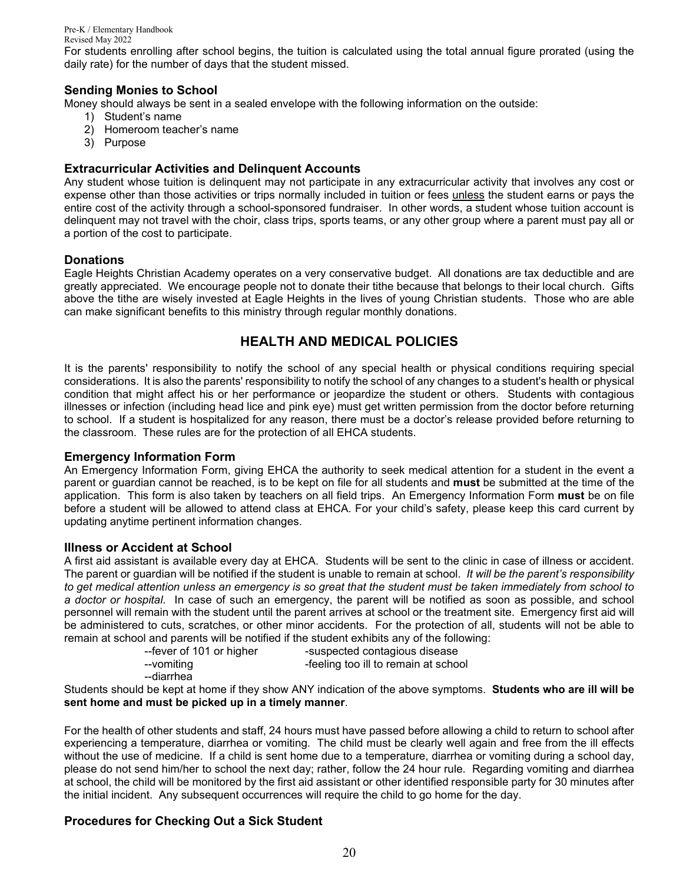For students enrolling after school begins, the tuition is calculated using the total annual figure prorated (using the daily rate) for the number of days that the student missed.

### Sending Monies to School

Money should always be sent in a sealed envelope with the following information on the outside:

1) Student's name
2) Homeroom teacher's name
3) Purpose

### Extracurricular Activities and Delinquent Accounts

Any student whose tuition is delinquent may not participate in any extracurricular activity that involves any cost or expense other than those activities or trips normally included in tuition or fees unless the student earns or pays the entire cost of the activity through a school-sponsored fundraiser. In other words, a student whose tuition account is delinquent may not travel with the choir, class trips, sports teams, or any other group where a parent must pay all or a portion of the cost to participate.

### Donations

Eagle Heights Christian Academy operates on a very conservative budget. All donations are tax deductible and are greatly appreciated. We encourage people not to donate their tithe because that belongs to their local church. Gifts above the tithe are wisely invested at Eagle Heights in the lives of young Christian students. Those who are able can make significant benefits to this ministry through regular monthly donations.

## HEALTH AND MEDICAL POLICIES

It is the parents' responsibility to notify the school of any special health or physical conditions requiring special considerations. It is also the parents' responsibility to notify the school of any changes to a student's health or physical condition that might affect his or her performance or jeopardize the student or others. Students with contagious illnesses or infection (including head lice and pink eye) must get written permission from the doctor before returning to school. If a student is hospitalized for any reason, there must be a doctor's release provided before returning to the classroom. These rules are for the protection of all EHCA students.

### Emergency Information Form

An Emergency Information Form, giving EHCA the authority to seek medical attention for a student in the event a parent or guardian cannot be reached, is to be kept on file for all students and **must** be submitted at the time of the application. This form is also taken by teachers on all field trips. An Emergency Information Form **must** be on file before a student will be allowed to attend class at EHCA. For your child's safety, please keep this card current by updating anytime pertinent information changes.

### Illness or Accident at School

A first aid assistant is available every day at EHCA. Students will be sent to the clinic in case of illness or accident. The parent or guardian will be notified if the student is unable to remain at school. *It will be the parent's responsibility to get medical attention unless an emergency is so great that the student must be taken immediately from school to a doctor or hospital*. In case of such an emergency, the parent will be notified as soon as possible, and school personnel will remain with the student until the parent arrives at school or the treatment site. Emergency first aid will be administered to cuts, scratches, or other minor accidents. For the protection of all, students will not be able to remain at school and parents will be notified if the student exhibits any of the following:

--fever of 101 or higher
--vomiting
--diarrhea
-suspected contagious disease
-feeling too ill to remain at school

Students should be kept at home if they show ANY indication of the above symptoms. **Students who are ill will be sent home and must be picked up in a timely manner**.

For the health of other students and staff, 24 hours must have passed before allowing a child to return to school after experiencing a temperature, diarrhea or vomiting. The child must be clearly well again and free from the ill effects without the use of medicine. If a child is sent home due to a temperature, diarrhea or vomiting during a school day, please do not send him/her to school the next day; rather, follow the 24 hour rule. Regarding vomiting and diarrhea at school, the child will be monitored by the first aid assistant or other identified responsible party for 30 minutes after the initial incident. Any subsequent occurrences will require the child to go home for the day.

### Procedures for Checking Out a Sick Student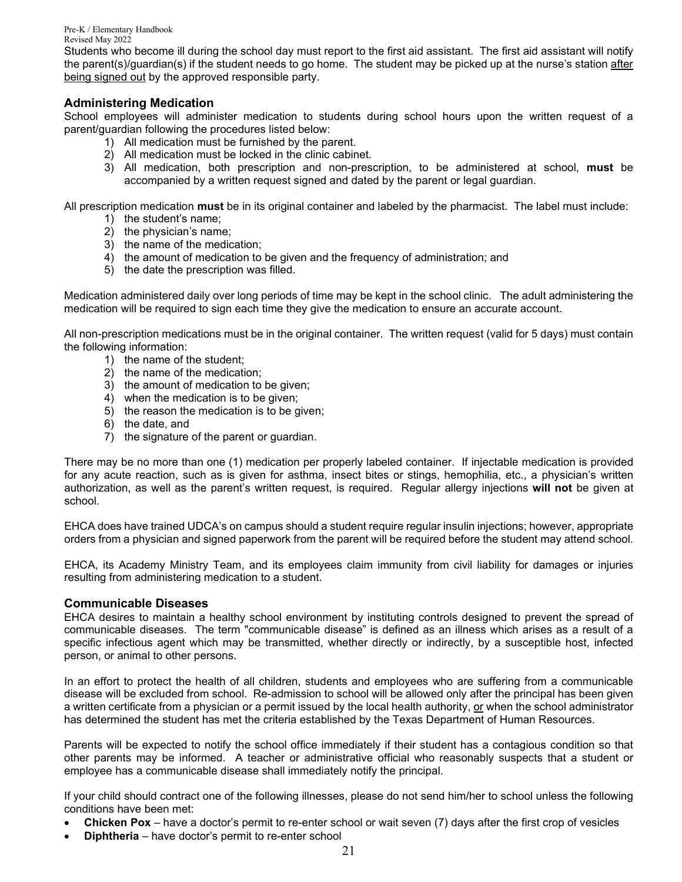Students who become ill during the school day must report to the first aid assistant. The first aid assistant will notify the parent(s)/guardian(s) if the student needs to go home. The student may be picked up at the nurse's station <u>after being signed out</u> by the approved responsible party.

## Administering Medication

School employees will administer medication to students during school hours upon the written request of a parent/guardian following the procedures listed below:

1) All medication must be furnished by the parent.
2) All medication must be locked in the clinic cabinet.
3) All medication, both prescription and non-prescription, to be administered at school, **must** be accompanied by a written request signed and dated by the parent or legal guardian.

All prescription medication **must** be in its original container and labeled by the pharmacist. The label must include:

1) the student's name;
2) the physician's name;
3) the name of the medication;
4) the amount of medication to be given and the frequency of administration; and
5) the date the prescription was filled.

Medication administered daily over long periods of time may be kept in the school clinic. The adult administering the medication will be required to sign each time they give the medication to ensure an accurate account.

All non-prescription medications must be in the original container. The written request (valid for 5 days) must contain the following information:

1) the name of the student;
2) the name of the medication;
3) the amount of medication to be given;
4) when the medication is to be given;
5) the reason the medication is to be given;
6) the date, and
7) the signature of the parent or guardian.

There may be no more than one (1) medication per properly labeled container. If injectable medication is provided for any acute reaction, such as is given for asthma, insect bites or stings, hemophilia, etc., a physician's written authorization, as well as the parent's written request, is required. Regular allergy injections **will not** be given at school.

EHCA does have trained UDCA's on campus should a student require regular insulin injections; however, appropriate orders from a physician and signed paperwork from the parent will be required before the student may attend school.

EHCA, its Academy Ministry Team, and its employees claim immunity from civil liability for damages or injuries resulting from administering medication to a student.

## Communicable Diseases

EHCA desires to maintain a healthy school environment by instituting controls designed to prevent the spread of communicable diseases. The term "communicable disease" is defined as an illness which arises as a result of a specific infectious agent which may be transmitted, whether directly or indirectly, by a susceptible host, infected person, or animal to other persons.

In an effort to protect the health of all children, students and employees who are suffering from a communicable disease will be excluded from school. Re-admission to school will be allowed only after the principal has been given a written certificate from a physician or a permit issued by the local health authority, <u>or</u> when the school administrator has determined the student has met the criteria established by the Texas Department of Human Resources.

Parents will be expected to notify the school office immediately if their student has a contagious condition so that other parents may be informed. A teacher or administrative official who reasonably suspects that a student or employee has a communicable disease shall immediately notify the principal.

If your child should contract one of the following illnesses, please do not send him/her to school unless the following conditions have been met:

- **Chicken Pox** – have a doctor's permit to re-enter school or wait seven (7) days after the first crop of vesicles
- **Diphtheria** – have doctor's permit to re-enter school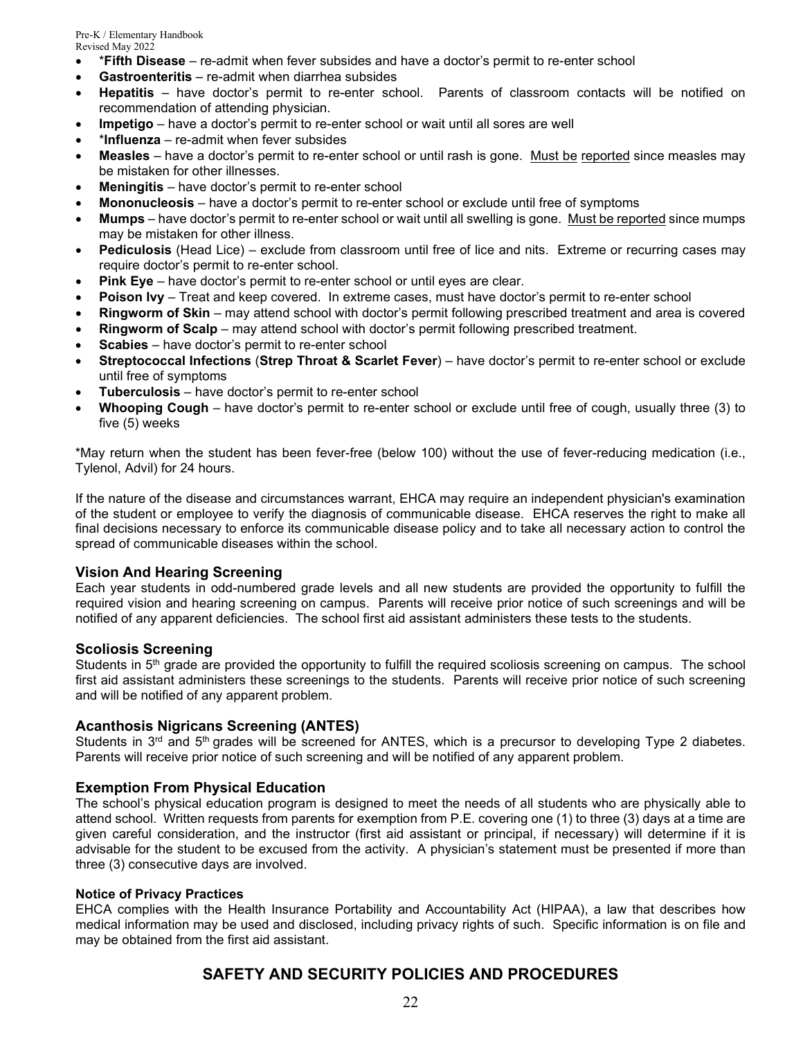- ***Fifth Disease** – re-admit when fever subsides and have a doctor's permit to re-enter school
- **Gastroenteritis** – re-admit when diarrhea subsides
- **Hepatitis** – have doctor's permit to re-enter school. Parents of classroom contacts will be notified on recommendation of attending physician.
- **Impetigo** – have a doctor's permit to re-enter school or wait until all sores are well
- ***Influenza** – re-admit when fever subsides
- **Measles** – have a doctor's permit to re-enter school or until rash is gone. Must be reported since measles may be mistaken for other illnesses.
- **Meningitis** – have doctor's permit to re-enter school
- **Mononucleosis** – have a doctor's permit to re-enter school or exclude until free of symptoms
- **Mumps** – have doctor's permit to re-enter school or wait until all swelling is gone. Must be reported since mumps may be mistaken for other illness.
- **Pediculosis** (Head Lice) – exclude from classroom until free of lice and nits. Extreme or recurring cases may require doctor's permit to re-enter school.
- **Pink Eye** – have doctor's permit to re-enter school or until eyes are clear.
- **Poison Ivy** – Treat and keep covered. In extreme cases, must have doctor's permit to re-enter school
- **Ringworm of Skin** – may attend school with doctor's permit following prescribed treatment and area is covered
- **Ringworm of Scalp** – may attend school with doctor's permit following prescribed treatment.
- **Scabies** – have doctor's permit to re-enter school
- **Streptococcal Infections** (**Strep Throat & Scarlet Fever**) – have doctor's permit to re-enter school or exclude until free of symptoms
- **Tuberculosis** – have doctor's permit to re-enter school
- **Whooping Cough** – have doctor's permit to re-enter school or exclude until free of cough, usually three (3) to five (5) weeks

*May return when the student has been fever-free (below 100) without the use of fever-reducing medication (i.e., Tylenol, Advil) for 24 hours.

If the nature of the disease and circumstances warrant, EHCA may require an independent physician's examination of the student or employee to verify the diagnosis of communicable disease. EHCA reserves the right to make all final decisions necessary to enforce its communicable disease policy and to take all necessary action to control the spread of communicable diseases within the school.

### Vision And Hearing Screening

Each year students in odd-numbered grade levels and all new students are provided the opportunity to fulfill the required vision and hearing screening on campus. Parents will receive prior notice of such screenings and will be notified of any apparent deficiencies. The school first aid assistant administers these tests to the students.

### Scoliosis Screening

Students in 5th grade are provided the opportunity to fulfill the required scoliosis screening on campus. The school first aid assistant administers these screenings to the students. Parents will receive prior notice of such screening and will be notified of any apparent problem.

### Acanthosis Nigricans Screening (ANTES)

Students in 3rd and 5th grades will be screened for ANTES, which is a precursor to developing Type 2 diabetes. Parents will receive prior notice of such screening and will be notified of any apparent problem.

### Exemption From Physical Education

The school's physical education program is designed to meet the needs of all students who are physically able to attend school. Written requests from parents for exemption from P.E. covering one (1) to three (3) days at a time are given careful consideration, and the instructor (first aid assistant or principal, if necessary) will determine if it is advisable for the student to be excused from the activity. A physician's statement must be presented if more than three (3) consecutive days are involved.

#### Notice of Privacy Practices

EHCA complies with the Health Insurance Portability and Accountability Act (HIPAA), a law that describes how medical information may be used and disclosed, including privacy rights of such. Specific information is on file and may be obtained from the first aid assistant.

## SAFETY AND SECURITY POLICIES AND PROCEDURES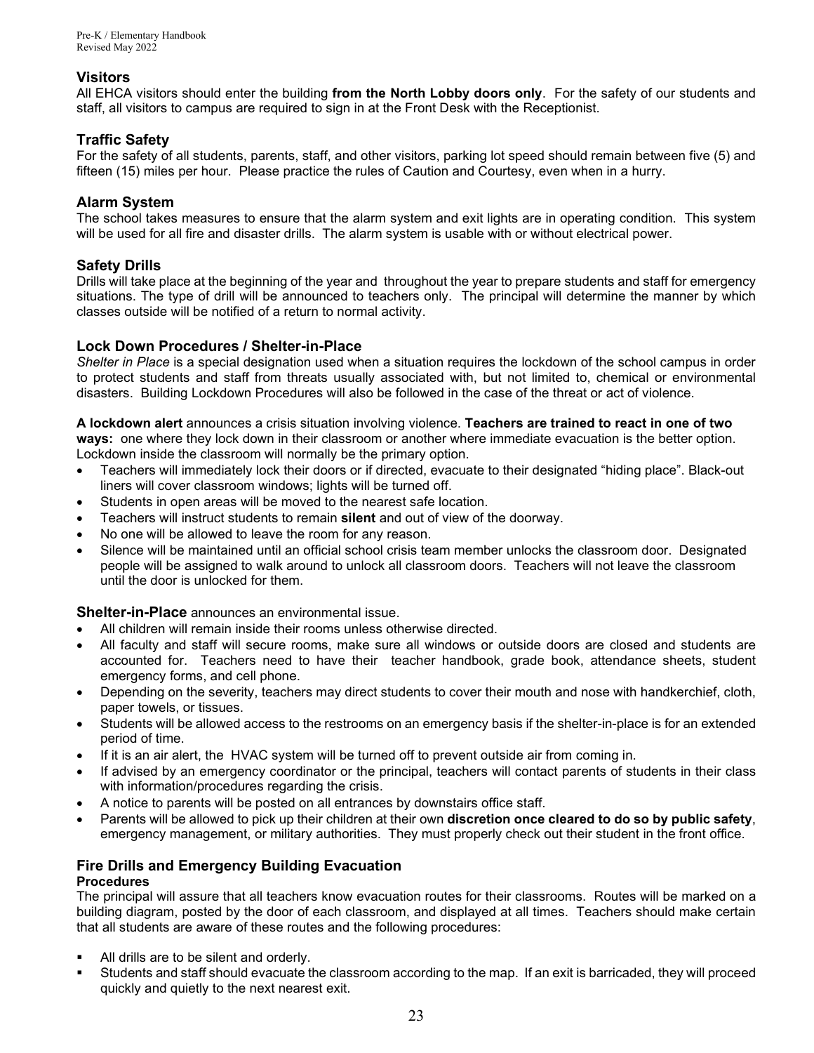## Visitors

All EHCA visitors should enter the building **from the North Lobby doors only**. For the safety of our students and staff, all visitors to campus are required to sign in at the Front Desk with the Receptionist.

## Traffic Safety

For the safety of all students, parents, staff, and other visitors, parking lot speed should remain between five (5) and fifteen (15) miles per hour. Please practice the rules of Caution and Courtesy, even when in a hurry.

## Alarm System

The school takes measures to ensure that the alarm system and exit lights are in operating condition. This system will be used for all fire and disaster drills. The alarm system is usable with or without electrical power.

## Safety Drills

Drills will take place at the beginning of the year and throughout the year to prepare students and staff for emergency situations. The type of drill will be announced to teachers only. The principal will determine the manner by which classes outside will be notified of a return to normal activity.

## Lock Down Procedures / Shelter-in-Place

*Shelter in Place* is a special designation used when a situation requires the lockdown of the school campus in order to protect students and staff from threats usually associated with, but not limited to, chemical or environmental disasters. Building Lockdown Procedures will also be followed in the case of the threat or act of violence.

**A lockdown alert** announces a crisis situation involving violence. **Teachers are trained to react in one of two ways:** one where they lock down in their classroom or another where immediate evacuation is the better option. Lockdown inside the classroom will normally be the primary option.

- Teachers will immediately lock their doors or if directed, evacuate to their designated "hiding place". Black-out liners will cover classroom windows; lights will be turned off.
- Students in open areas will be moved to the nearest safe location.
- Teachers will instruct students to remain **silent** and out of view of the doorway.
- No one will be allowed to leave the room for any reason.
- Silence will be maintained until an official school crisis team member unlocks the classroom door. Designated people will be assigned to walk around to unlock all classroom doors. Teachers will not leave the classroom until the door is unlocked for them.

**Shelter-in-Place** announces an environmental issue.

- All children will remain inside their rooms unless otherwise directed.
- All faculty and staff will secure rooms, make sure all windows or outside doors are closed and students are accounted for. Teachers need to have their teacher handbook, grade book, attendance sheets, student emergency forms, and cell phone.
- Depending on the severity, teachers may direct students to cover their mouth and nose with handkerchief, cloth, paper towels, or tissues.
- Students will be allowed access to the restrooms on an emergency basis if the shelter-in-place is for an extended period of time.
- If it is an air alert, the HVAC system will be turned off to prevent outside air from coming in.
- If advised by an emergency coordinator or the principal, teachers will contact parents of students in their class with information/procedures regarding the crisis.
- A notice to parents will be posted on all entrances by downstairs office staff.
- Parents will be allowed to pick up their children at their own **discretion once cleared to do so by public safety**, emergency management, or military authorities. They must properly check out their student in the front office.

## Fire Drills and Emergency Building Evacuation

### Procedures

The principal will assure that all teachers know evacuation routes for their classrooms. Routes will be marked on a building diagram, posted by the door of each classroom, and displayed at all times. Teachers should make certain that all students are aware of these routes and the following procedures:

- All drills are to be silent and orderly.
- Students and staff should evacuate the classroom according to the map. If an exit is barricaded, they will proceed quickly and quietly to the next nearest exit.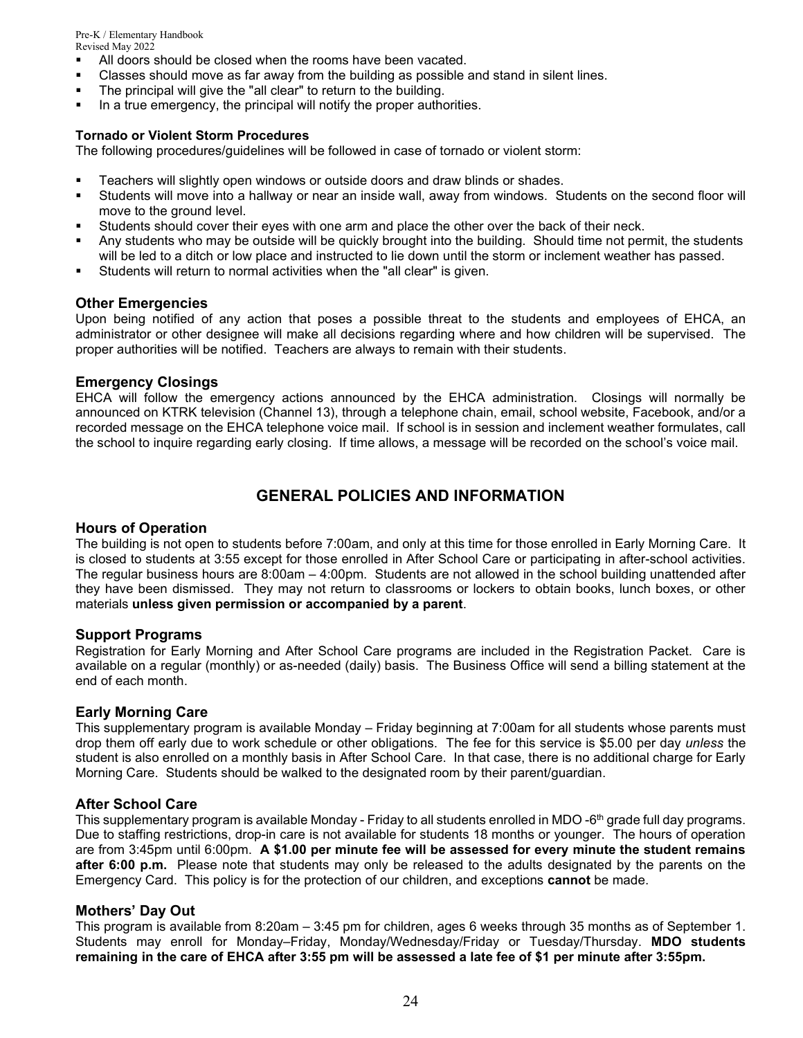- All doors should be closed when the rooms have been vacated.
- Classes should move as far away from the building as possible and stand in silent lines.
- The principal will give the "all clear" to return to the building.
- In a true emergency, the principal will notify the proper authorities.

**Tornado or Violent Storm Procedures**

The following procedures/guidelines will be followed in case of tornado or violent storm:

- Teachers will slightly open windows or outside doors and draw blinds or shades.
- Students will move into a hallway or near an inside wall, away from windows. Students on the second floor will move to the ground level.
- Students should cover their eyes with one arm and place the other over the back of their neck.
- Any students who may be outside will be quickly brought into the building. Should time not permit, the students will be led to a ditch or low place and instructed to lie down until the storm or inclement weather has passed.
- Students will return to normal activities when the "all clear" is given.

### Other Emergencies

Upon being notified of any action that poses a possible threat to the students and employees of EHCA, an administrator or other designee will make all decisions regarding where and how children will be supervised. The proper authorities will be notified. Teachers are always to remain with their students.

### Emergency Closings

EHCA will follow the emergency actions announced by the EHCA administration. Closings will normally be announced on KTRK television (Channel 13), through a telephone chain, email, school website, Facebook, and/or a recorded message on the EHCA telephone voice mail. If school is in session and inclement weather formulates, call the school to inquire regarding early closing. If time allows, a message will be recorded on the school's voice mail.

## GENERAL POLICIES AND INFORMATION

### Hours of Operation

The building is not open to students before 7:00am, and only at this time for those enrolled in Early Morning Care. It is closed to students at 3:55 except for those enrolled in After School Care or participating in after-school activities. The regular business hours are 8:00am – 4:00pm. Students are not allowed in the school building unattended after they have been dismissed. They may not return to classrooms or lockers to obtain books, lunch boxes, or other materials **unless given permission or accompanied by a parent**.

### Support Programs

Registration for Early Morning and After School Care programs are included in the Registration Packet. Care is available on a regular (monthly) or as-needed (daily) basis. The Business Office will send a billing statement at the end of each month.

### Early Morning Care

This supplementary program is available Monday – Friday beginning at 7:00am for all students whose parents must drop them off early due to work schedule or other obligations. The fee for this service is $5.00 per day *unless* the student is also enrolled on a monthly basis in After School Care. In that case, there is no additional charge for Early Morning Care. Students should be walked to the designated room by their parent/guardian.

### After School Care

This supplementary program is available Monday - Friday to all students enrolled in MDO -6th grade full day programs. Due to staffing restrictions, drop-in care is not available for students 18 months or younger. The hours of operation are from 3:45pm until 6:00pm. **A $1.00 per minute fee will be assessed for every minute the student remains after 6:00 p.m.** Please note that students may only be released to the adults designated by the parents on the Emergency Card. This policy is for the protection of our children, and exceptions **cannot** be made.

### Mothers' Day Out

This program is available from 8:20am – 3:45 pm for children, ages 6 weeks through 35 months as of September 1. Students may enroll for Monday–Friday, Monday/Wednesday/Friday or Tuesday/Thursday. **MDO students remaining in the care of EHCA after 3:55 pm will be assessed a late fee of $1 per minute after 3:55pm.**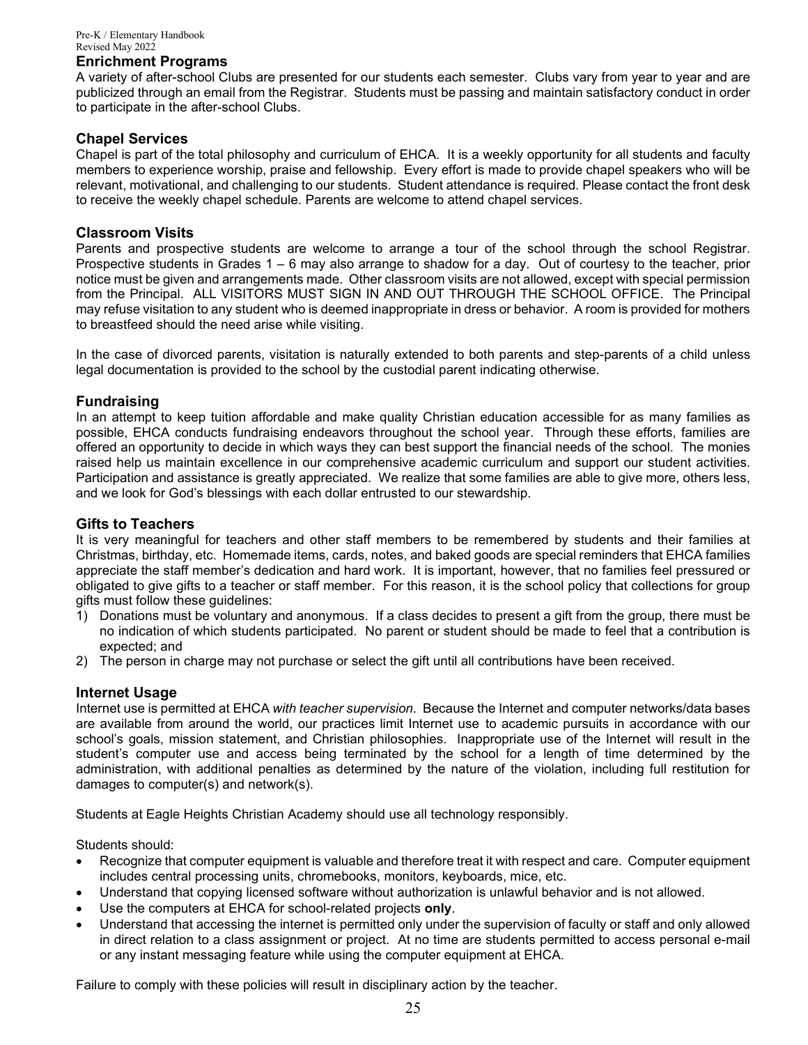## Enrichment Programs

A variety of after-school Clubs are presented for our students each semester. Clubs vary from year to year and are publicized through an email from the Registrar. Students must be passing and maintain satisfactory conduct in order to participate in the after-school Clubs.

## Chapel Services

Chapel is part of the total philosophy and curriculum of EHCA. It is a weekly opportunity for all students and faculty members to experience worship, praise and fellowship. Every effort is made to provide chapel speakers who will be relevant, motivational, and challenging to our students. Student attendance is required. Please contact the front desk to receive the weekly chapel schedule. Parents are welcome to attend chapel services.

## Classroom Visits

Parents and prospective students are welcome to arrange a tour of the school through the school Registrar. Prospective students in Grades 1 – 6 may also arrange to shadow for a day. Out of courtesy to the teacher, prior notice must be given and arrangements made. Other classroom visits are not allowed, except with special permission from the Principal. ALL VISITORS MUST SIGN IN AND OUT THROUGH THE SCHOOL OFFICE. The Principal may refuse visitation to any student who is deemed inappropriate in dress or behavior. A room is provided for mothers to breastfeed should the need arise while visiting.

In the case of divorced parents, visitation is naturally extended to both parents and step-parents of a child unless legal documentation is provided to the school by the custodial parent indicating otherwise.

## Fundraising

In an attempt to keep tuition affordable and make quality Christian education accessible for as many families as possible, EHCA conducts fundraising endeavors throughout the school year. Through these efforts, families are offered an opportunity to decide in which ways they can best support the financial needs of the school. The monies raised help us maintain excellence in our comprehensive academic curriculum and support our student activities. Participation and assistance is greatly appreciated. We realize that some families are able to give more, others less, and we look for God's blessings with each dollar entrusted to our stewardship.

## Gifts to Teachers

It is very meaningful for teachers and other staff members to be remembered by students and their families at Christmas, birthday, etc. Homemade items, cards, notes, and baked goods are special reminders that EHCA families appreciate the staff member's dedication and hard work. It is important, however, that no families feel pressured or obligated to give gifts to a teacher or staff member. For this reason, it is the school policy that collections for group gifts must follow these guidelines:

1) Donations must be voluntary and anonymous. If a class decides to present a gift from the group, there must be no indication of which students participated. No parent or student should be made to feel that a contribution is expected; and
2) The person in charge may not purchase or select the gift until all contributions have been received.

## Internet Usage

Internet use is permitted at EHCA *with teacher supervision*. Because the Internet and computer networks/data bases are available from around the world, our practices limit Internet use to academic pursuits in accordance with our school's goals, mission statement, and Christian philosophies. Inappropriate use of the Internet will result in the student's computer use and access being terminated by the school for a length of time determined by the administration, with additional penalties as determined by the nature of the violation, including full restitution for damages to computer(s) and network(s).

Students at Eagle Heights Christian Academy should use all technology responsibly.

Students should:

- Recognize that computer equipment is valuable and therefore treat it with respect and care. Computer equipment includes central processing units, chromebooks, monitors, keyboards, mice, etc.
- Understand that copying licensed software without authorization is unlawful behavior and is not allowed.
- Use the computers at EHCA for school-related projects **only**.
- Understand that accessing the internet is permitted only under the supervision of faculty or staff and only allowed in direct relation to a class assignment or project. At no time are students permitted to access personal e-mail or any instant messaging feature while using the computer equipment at EHCA.

Failure to comply with these policies will result in disciplinary action by the teacher.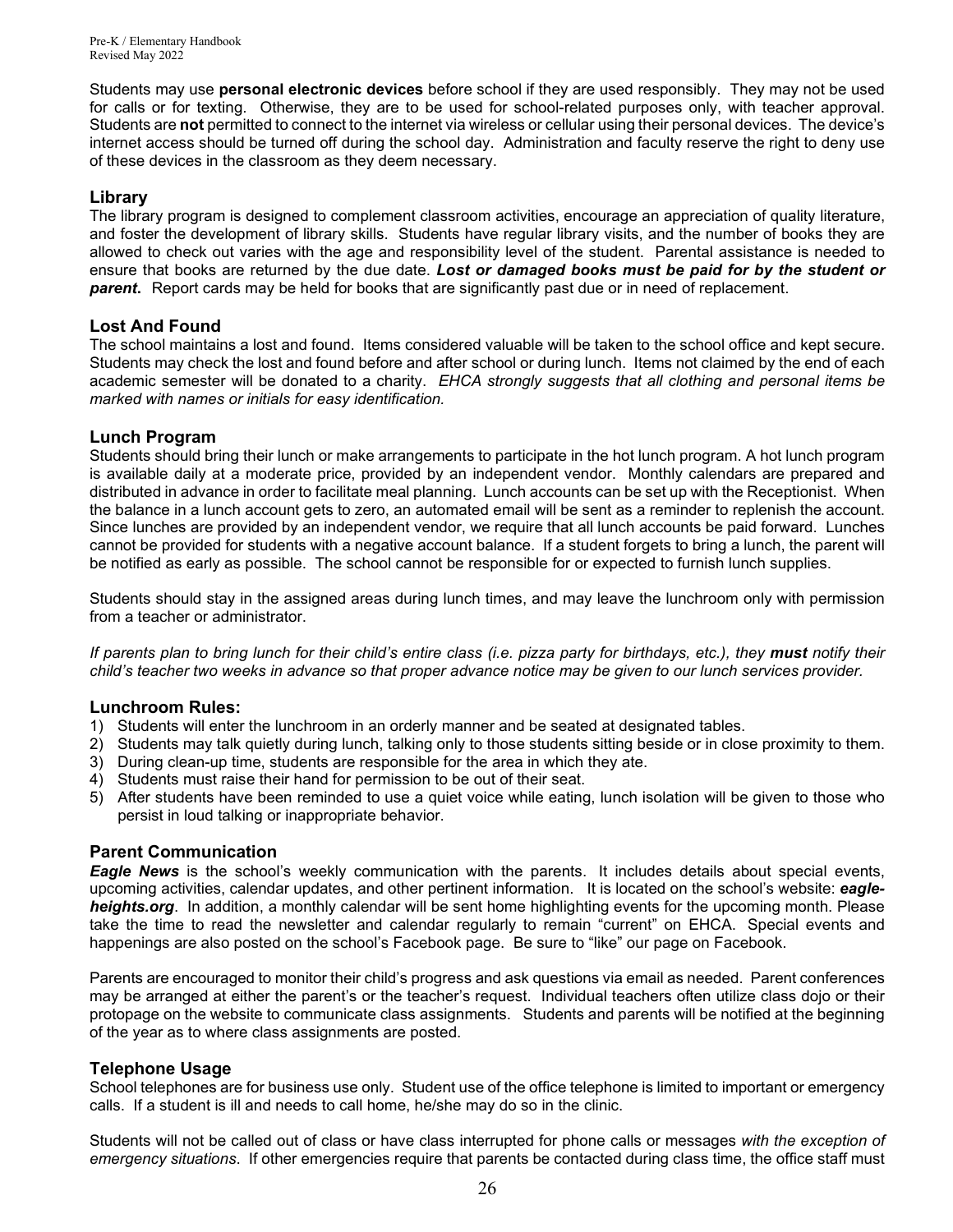Students may use **personal electronic devices** before school if they are used responsibly. They may not be used for calls or for texting. Otherwise, they are to be used for school-related purposes only, with teacher approval. Students are **not** permitted to connect to the internet via wireless or cellular using their personal devices. The device's internet access should be turned off during the school day. Administration and faculty reserve the right to deny use of these devices in the classroom as they deem necessary.

## Library

The library program is designed to complement classroom activities, encourage an appreciation of quality literature, and foster the development of library skills. Students have regular library visits, and the number of books they are allowed to check out varies with the age and responsibility level of the student. Parental assistance is needed to ensure that books are returned by the due date. ***Lost or damaged books must be paid for by the student or parent*.** Report cards may be held for books that are significantly past due or in need of replacement.

## Lost And Found

The school maintains a lost and found. Items considered valuable will be taken to the school office and kept secure. Students may check the lost and found before and after school or during lunch. Items not claimed by the end of each academic semester will be donated to a charity. *EHCA strongly suggests that all clothing and personal items be marked with names or initials for easy identification.*

## Lunch Program

Students should bring their lunch or make arrangements to participate in the hot lunch program. A hot lunch program is available daily at a moderate price, provided by an independent vendor. Monthly calendars are prepared and distributed in advance in order to facilitate meal planning. Lunch accounts can be set up with the Receptionist. When the balance in a lunch account gets to zero, an automated email will be sent as a reminder to replenish the account. Since lunches are provided by an independent vendor, we require that all lunch accounts be paid forward. Lunches cannot be provided for students with a negative account balance. If a student forgets to bring a lunch, the parent will be notified as early as possible. The school cannot be responsible for or expected to furnish lunch supplies.

Students should stay in the assigned areas during lunch times, and may leave the lunchroom only with permission from a teacher or administrator.

*If parents plan to bring lunch for their child's entire class (i.e. pizza party for birthdays, etc.), they* ***must*** *notify their child's teacher two weeks in advance so that proper advance notice may be given to our lunch services provider.*

## Lunchroom Rules:

1) Students will enter the lunchroom in an orderly manner and be seated at designated tables.
2) Students may talk quietly during lunch, talking only to those students sitting beside or in close proximity to them.
3) During clean-up time, students are responsible for the area in which they ate.
4) Students must raise their hand for permission to be out of their seat.
5) After students have been reminded to use a quiet voice while eating, lunch isolation will be given to those who persist in loud talking or inappropriate behavior.

## Parent Communication

***Eagle News*** is the school's weekly communication with the parents. It includes details about special events, upcoming activities, calendar updates, and other pertinent information. It is located on the school's website: ***eagle-heights.org***. In addition, a monthly calendar will be sent home highlighting events for the upcoming month. Please take the time to read the newsletter and calendar regularly to remain "current" on EHCA. Special events and happenings are also posted on the school's Facebook page. Be sure to "like" our page on Facebook.

Parents are encouraged to monitor their child's progress and ask questions via email as needed. Parent conferences may be arranged at either the parent's or the teacher's request. Individual teachers often utilize class dojo or their protopage on the website to communicate class assignments. Students and parents will be notified at the beginning of the year as to where class assignments are posted.

## Telephone Usage

School telephones are for business use only. Student use of the office telephone is limited to important or emergency calls. If a student is ill and needs to call home, he/she may do so in the clinic.

Students will not be called out of class or have class interrupted for phone calls or messages *with the exception of emergency situations*. If other emergencies require that parents be contacted during class time, the office staff must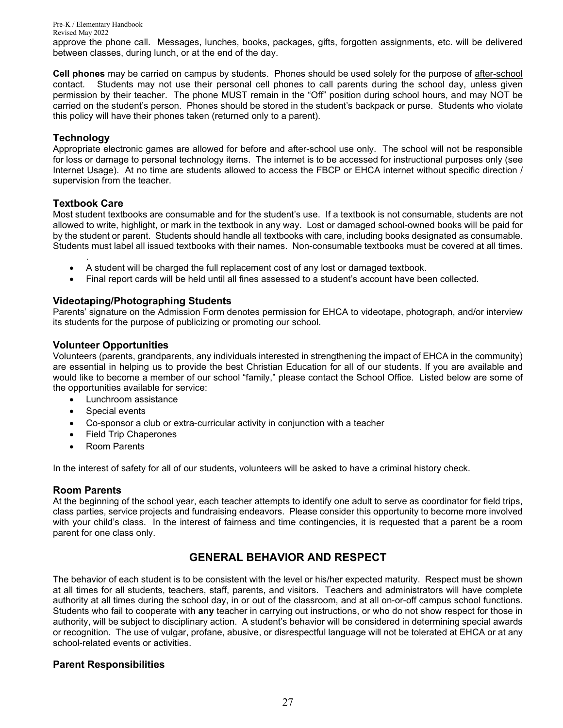approve the phone call. Messages, lunches, books, packages, gifts, forgotten assignments, etc. will be delivered between classes, during lunch, or at the end of the day.

**Cell phones** may be carried on campus by students. Phones should be used solely for the purpose of after-school contact. Students may not use their personal cell phones to call parents during the school day, unless given permission by their teacher. The phone MUST remain in the "Off" position during school hours, and may NOT be carried on the student's person. Phones should be stored in the student's backpack or purse. Students who violate this policy will have their phones taken (returned only to a parent).

### Technology

Appropriate electronic games are allowed for before and after-school use only. The school will not be responsible for loss or damage to personal technology items. The internet is to be accessed for instructional purposes only (see Internet Usage). At no time are students allowed to access the FBCP or EHCA internet without specific direction / supervision from the teacher.

### Textbook Care

Most student textbooks are consumable and for the student's use. If a textbook is not consumable, students are not allowed to write, highlight, or mark in the textbook in any way. Lost or damaged school-owned books will be paid for by the student or parent. Students should handle all textbooks with care, including books designated as consumable. Students must label all issued textbooks with their names. Non-consumable textbooks must be covered at all times.
.

- A student will be charged the full replacement cost of any lost or damaged textbook.
- Final report cards will be held until all fines assessed to a student's account have been collected.

### Videotaping/Photographing Students

Parents' signature on the Admission Form denotes permission for EHCA to videotape, photograph, and/or interview its students for the purpose of publicizing or promoting our school.

### Volunteer Opportunities

Volunteers (parents, grandparents, any individuals interested in strengthening the impact of EHCA in the community) are essential in helping us to provide the best Christian Education for all of our students. If you are available and would like to become a member of our school "family," please contact the School Office. Listed below are some of the opportunities available for service:

- Lunchroom assistance
- Special events
- Co-sponsor a club or extra-curricular activity in conjunction with a teacher
- Field Trip Chaperones
- Room Parents

In the interest of safety for all of our students, volunteers will be asked to have a criminal history check.

### Room Parents

At the beginning of the school year, each teacher attempts to identify one adult to serve as coordinator for field trips, class parties, service projects and fundraising endeavors. Please consider this opportunity to become more involved with your child's class. In the interest of fairness and time contingencies, it is requested that a parent be a room parent for one class only.

## GENERAL BEHAVIOR AND RESPECT

The behavior of each student is to be consistent with the level or his/her expected maturity. Respect must be shown at all times for all students, teachers, staff, parents, and visitors. Teachers and administrators will have complete authority at all times during the school day, in or out of the classroom, and at all on-or-off campus school functions. Students who fail to cooperate with **any** teacher in carrying out instructions, or who do not show respect for those in authority, will be subject to disciplinary action. A student's behavior will be considered in determining special awards or recognition. The use of vulgar, profane, abusive, or disrespectful language will not be tolerated at EHCA or at any school-related events or activities.

### Parent Responsibilities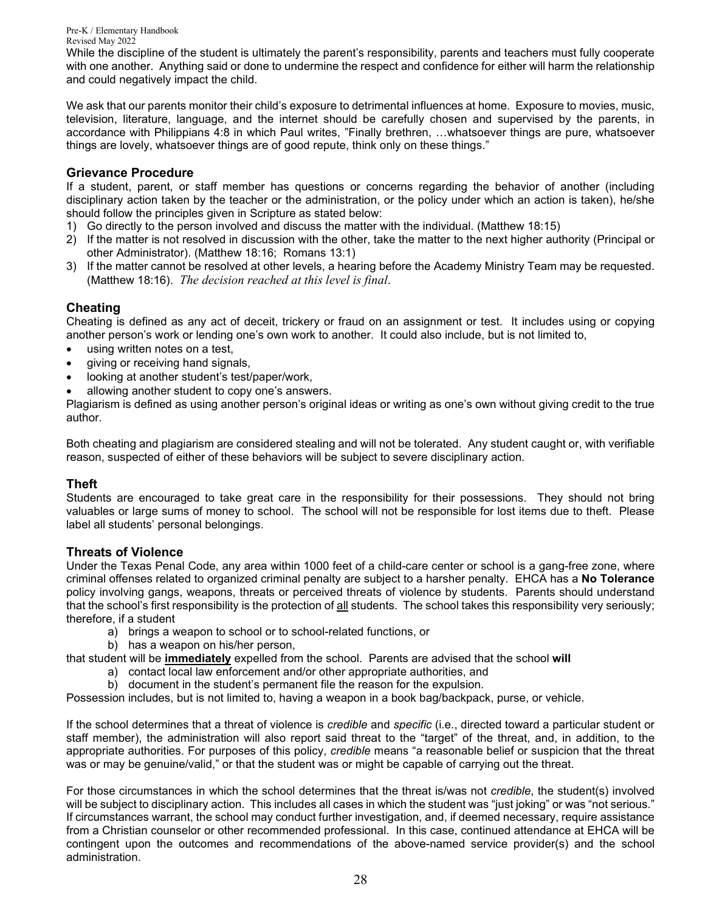While the discipline of the student is ultimately the parent's responsibility, parents and teachers must fully cooperate with one another. Anything said or done to undermine the respect and confidence for either will harm the relationship and could negatively impact the child.

We ask that our parents monitor their child's exposure to detrimental influences at home. Exposure to movies, music, television, literature, language, and the internet should be carefully chosen and supervised by the parents, in accordance with Philippians 4:8 in which Paul writes, "Finally brethren, …whatsoever things are pure, whatsoever things are lovely, whatsoever things are of good repute, think only on these things."

### Grievance Procedure

If a student, parent, or staff member has questions or concerns regarding the behavior of another (including disciplinary action taken by the teacher or the administration, or the policy under which an action is taken), he/she should follow the principles given in Scripture as stated below:

1) Go directly to the person involved and discuss the matter with the individual. (Matthew 18:15)
2) If the matter is not resolved in discussion with the other, take the matter to the next higher authority (Principal or other Administrator). (Matthew 18:16; Romans 13:1)
3) If the matter cannot be resolved at other levels, a hearing before the Academy Ministry Team may be requested. (Matthew 18:16). *The decision reached at this level is final*.

### Cheating

Cheating is defined as any act of deceit, trickery or fraud on an assignment or test. It includes using or copying another person's work or lending one's own work to another. It could also include, but is not limited to,

- using written notes on a test,
- giving or receiving hand signals,
- looking at another student's test/paper/work,
- allowing another student to copy one's answers.

Plagiarism is defined as using another person's original ideas or writing as one's own without giving credit to the true author.

Both cheating and plagiarism are considered stealing and will not be tolerated. Any student caught or, with verifiable reason, suspected of either of these behaviors will be subject to severe disciplinary action.

### Theft

Students are encouraged to take great care in the responsibility for their possessions. They should not bring valuables or large sums of money to school. The school will not be responsible for lost items due to theft. Please label all students' personal belongings.

### Threats of Violence

Under the Texas Penal Code, any area within 1000 feet of a child-care center or school is a gang-free zone, where criminal offenses related to organized criminal penalty are subject to a harsher penalty. EHCA has a **No Tolerance** policy involving gangs, weapons, threats or perceived threats of violence by students. Parents should understand that the school's first responsibility is the protection of all students. The school takes this responsibility very seriously; therefore, if a student

a) brings a weapon to school or to school-related functions, or
b) has a weapon on his/her person,

that student will be **immediately** expelled from the school. Parents are advised that the school **will**

a) contact local law enforcement and/or other appropriate authorities, and
b) document in the student's permanent file the reason for the expulsion.

Possession includes, but is not limited to, having a weapon in a book bag/backpack, purse, or vehicle.

If the school determines that a threat of violence is *credible* and *specific* (i.e., directed toward a particular student or staff member), the administration will also report said threat to the "target" of the threat, and, in addition, to the appropriate authorities. For purposes of this policy, *credible* means "a reasonable belief or suspicion that the threat was or may be genuine/valid," or that the student was or might be capable of carrying out the threat.

For those circumstances in which the school determines that the threat is/was not *credible*, the student(s) involved will be subject to disciplinary action. This includes all cases in which the student was "just joking" or was "not serious." If circumstances warrant, the school may conduct further investigation, and, if deemed necessary, require assistance from a Christian counselor or other recommended professional. In this case, continued attendance at EHCA will be contingent upon the outcomes and recommendations of the above-named service provider(s) and the school administration.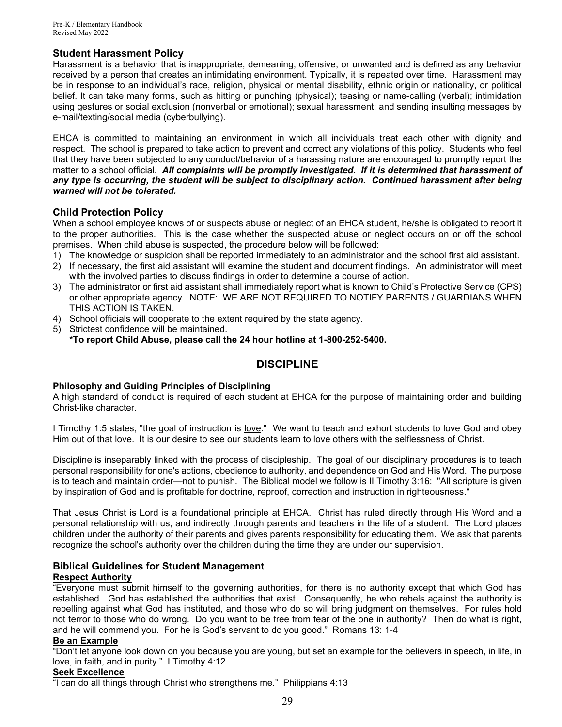## Student Harassment Policy

Harassment is a behavior that is inappropriate, demeaning, offensive, or unwanted and is defined as any behavior received by a person that creates an intimidating environment. Typically, it is repeated over time. Harassment may be in response to an individual's race, religion, physical or mental disability, ethnic origin or nationality, or political belief. It can take many forms, such as hitting or punching (physical); teasing or name-calling (verbal); intimidation using gestures or social exclusion (nonverbal or emotional); sexual harassment; and sending insulting messages by e-mail/texting/social media (cyberbullying).

EHCA is committed to maintaining an environment in which all individuals treat each other with dignity and respect. The school is prepared to take action to prevent and correct any violations of this policy. Students who feel that they have been subjected to any conduct/behavior of a harassing nature are encouraged to promptly report the matter to a school official. ***All complaints will be promptly investigated. If it is determined that harassment of any type is occurring, the student will be subject to disciplinary action. Continued harassment after being warned will not be tolerated.***

## Child Protection Policy

When a school employee knows of or suspects abuse or neglect of an EHCA student, he/she is obligated to report it to the proper authorities. This is the case whether the suspected abuse or neglect occurs on or off the school premises. When child abuse is suspected, the procedure below will be followed:

1) The knowledge or suspicion shall be reported immediately to an administrator and the school first aid assistant.
2) If necessary, the first aid assistant will examine the student and document findings. An administrator will meet with the involved parties to discuss findings in order to determine a course of action.
3) The administrator or first aid assistant shall immediately report what is known to Child's Protective Service (CPS) or other appropriate agency. NOTE: WE ARE NOT REQUIRED TO NOTIFY PARENTS / GUARDIANS WHEN THIS ACTION IS TAKEN.
4) School officials will cooperate to the extent required by the state agency.
5) Strictest confidence will be maintained.

**\*To report Child Abuse, please call the 24 hour hotline at 1-800-252-5400.**

# DISCIPLINE

### Philosophy and Guiding Principles of Disciplining

A high standard of conduct is required of each student at EHCA for the purpose of maintaining order and building Christ-like character.

I Timothy 1:5 states, "the goal of instruction is <u>love</u>." We want to teach and exhort students to love God and obey Him out of that love. It is our desire to see our students learn to love others with the selflessness of Christ.

Discipline is inseparably linked with the process of discipleship. The goal of our disciplinary procedures is to teach personal responsibility for one's actions, obedience to authority, and dependence on God and His Word. The purpose is to teach and maintain order—not to punish. The Biblical model we follow is II Timothy 3:16: "All scripture is given by inspiration of God and is profitable for doctrine, reproof, correction and instruction in righteousness."

That Jesus Christ is Lord is a foundational principle at EHCA. Christ has ruled directly through His Word and a personal relationship with us, and indirectly through parents and teachers in the life of a student. The Lord places children under the authority of their parents and gives parents responsibility for educating them. We ask that parents recognize the school's authority over the children during the time they are under our supervision.

## Biblical Guidelines for Student Management

**<u>Respect Authority</u>**

"Everyone must submit himself to the governing authorities, for there is no authority except that which God has established. God has established the authorities that exist. Consequently, he who rebels against the authority is rebelling against what God has instituted, and those who do so will bring judgment on themselves. For rules hold not terror to those who do wrong. Do you want to be free from fear of the one in authority? Then do what is right, and he will commend you. For he is God's servant to do you good." Romans 13: 1-4

**<u>Be an Example</u>**

"Don't let anyone look down on you because you are young, but set an example for the believers in speech, in life, in love, in faith, and in purity." I Timothy 4:12

**<u>Seek Excellence</u>**

"I can do all things through Christ who strengthens me." Philippians 4:13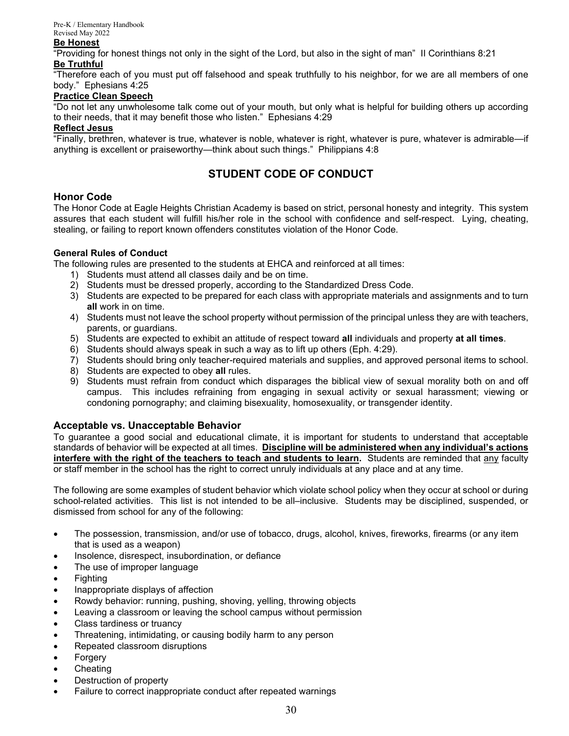**Be Honest**

"Providing for honest things not only in the sight of the Lord, but also in the sight of man" II Corinthians 8:21

**Be Truthful**

"Therefore each of you must put off falsehood and speak truthfully to his neighbor, for we are all members of one body." Ephesians 4:25

**Practice Clean Speech**

"Do not let any unwholesome talk come out of your mouth, but only what is helpful for building others up according to their needs, that it may benefit those who listen." Ephesians 4:29

**Reflect Jesus**

"Finally, brethren, whatever is true, whatever is noble, whatever is right, whatever is pure, whatever is admirable—if anything is excellent or praiseworthy—think about such things." Philippians 4:8

# STUDENT CODE OF CONDUCT

## Honor Code

The Honor Code at Eagle Heights Christian Academy is based on strict, personal honesty and integrity. This system assures that each student will fulfill his/her role in the school with confidence and self-respect. Lying, cheating, stealing, or failing to report known offenders constitutes violation of the Honor Code.

### General Rules of Conduct

The following rules are presented to the students at EHCA and reinforced at all times:

1) Students must attend all classes daily and be on time.
2) Students must be dressed properly, according to the Standardized Dress Code.
3) Students are expected to be prepared for each class with appropriate materials and assignments and to turn **all** work in on time.
4) Students must not leave the school property without permission of the principal unless they are with teachers, parents, or guardians.
5) Students are expected to exhibit an attitude of respect toward **all** individuals and property **at all times**.
6) Students should always speak in such a way as to lift up others (Eph. 4:29).
7) Students should bring only teacher-required materials and supplies, and approved personal items to school.
8) Students are expected to obey **all** rules.
9) Students must refrain from conduct which disparages the biblical view of sexual morality both on and off campus. This includes refraining from engaging in sexual activity or sexual harassment; viewing or condoning pornography; and claiming bisexuality, homosexuality, or transgender identity.

## Acceptable vs. Unacceptable Behavior

To guarantee a good social and educational climate, it is important for students to understand that acceptable standards of behavior will be expected at all times. **Discipline will be administered when any individual's actions interfere with the right of the teachers to teach and students to learn.** Students are reminded that any faculty or staff member in the school has the right to correct unruly individuals at any place and at any time.

The following are some examples of student behavior which violate school policy when they occur at school or during school-related activities. This list is not intended to be all–inclusive. Students may be disciplined, suspended, or dismissed from school for any of the following:

- The possession, transmission, and/or use of tobacco, drugs, alcohol, knives, fireworks, firearms (or any item that is used as a weapon)
- Insolence, disrespect, insubordination, or defiance
- The use of improper language
- Fighting
- Inappropriate displays of affection
- Rowdy behavior: running, pushing, shoving, yelling, throwing objects
- Leaving a classroom or leaving the school campus without permission
- Class tardiness or truancy
- Threatening, intimidating, or causing bodily harm to any person
- Repeated classroom disruptions
- Forgery
- Cheating
- Destruction of property
- Failure to correct inappropriate conduct after repeated warnings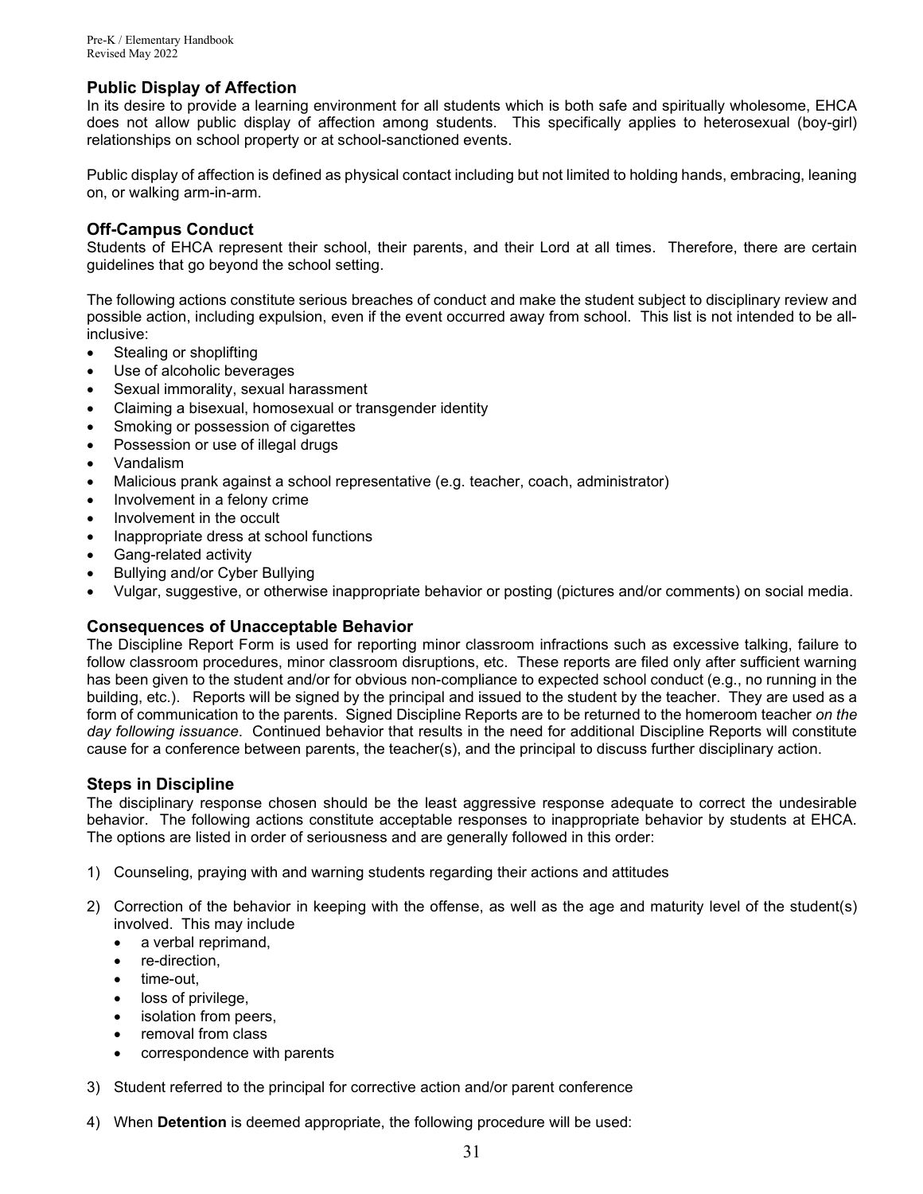## Public Display of Affection

In its desire to provide a learning environment for all students which is both safe and spiritually wholesome, EHCA does not allow public display of affection among students. This specifically applies to heterosexual (boy-girl) relationships on school property or at school-sanctioned events.

Public display of affection is defined as physical contact including but not limited to holding hands, embracing, leaning on, or walking arm-in-arm.

## Off-Campus Conduct

Students of EHCA represent their school, their parents, and their Lord at all times. Therefore, there are certain guidelines that go beyond the school setting.

The following actions constitute serious breaches of conduct and make the student subject to disciplinary review and possible action, including expulsion, even if the event occurred away from school. This list is not intended to be all-inclusive:

- Stealing or shoplifting
- Use of alcoholic beverages
- Sexual immorality, sexual harassment
- Claiming a bisexual, homosexual or transgender identity
- Smoking or possession of cigarettes
- Possession or use of illegal drugs
- Vandalism
- Malicious prank against a school representative (e.g. teacher, coach, administrator)
- Involvement in a felony crime
- Involvement in the occult
- Inappropriate dress at school functions
- Gang-related activity
- Bullying and/or Cyber Bullying
- Vulgar, suggestive, or otherwise inappropriate behavior or posting (pictures and/or comments) on social media.

## Consequences of Unacceptable Behavior

The Discipline Report Form is used for reporting minor classroom infractions such as excessive talking, failure to follow classroom procedures, minor classroom disruptions, etc. These reports are filed only after sufficient warning has been given to the student and/or for obvious non-compliance to expected school conduct (e.g., no running in the building, etc.). Reports will be signed by the principal and issued to the student by the teacher. They are used as a form of communication to the parents. Signed Discipline Reports are to be returned to the homeroom teacher *on the day following issuance*. Continued behavior that results in the need for additional Discipline Reports will constitute cause for a conference between parents, the teacher(s), and the principal to discuss further disciplinary action.

## Steps in Discipline

The disciplinary response chosen should be the least aggressive response adequate to correct the undesirable behavior. The following actions constitute acceptable responses to inappropriate behavior by students at EHCA. The options are listed in order of seriousness and are generally followed in this order:

1) Counseling, praying with and warning students regarding their actions and attitudes

2) Correction of the behavior in keeping with the offense, as well as the age and maturity level of the student(s) involved. This may include
   - a verbal reprimand,
   - re-direction,
   - time-out,
   - loss of privilege,
   - isolation from peers,
   - removal from class
   - correspondence with parents

3) Student referred to the principal for corrective action and/or parent conference

4) When **Detention** is deemed appropriate, the following procedure will be used: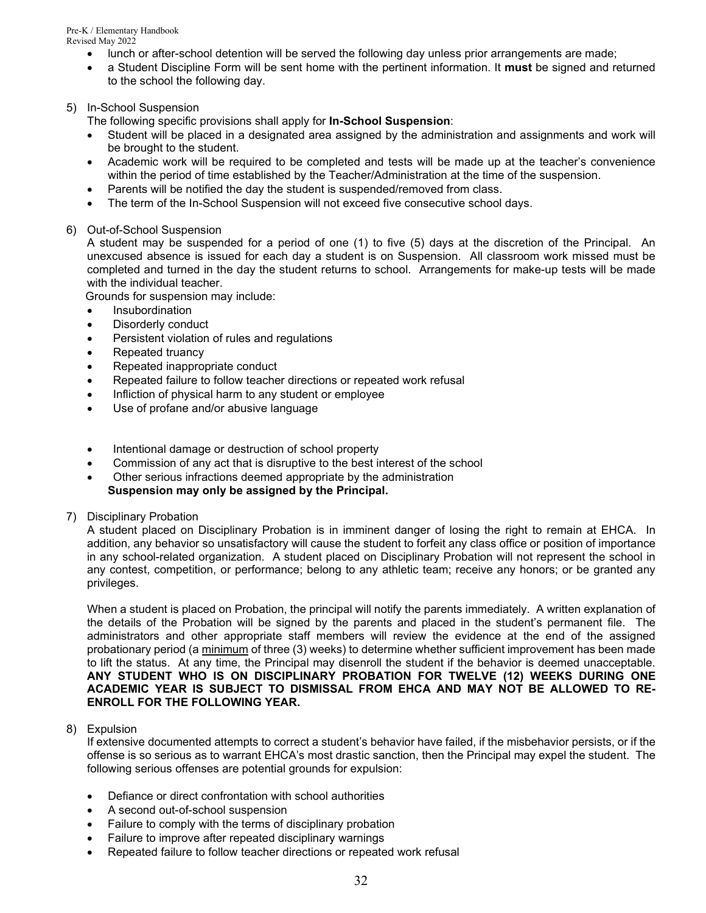- lunch or after-school detention will be served the following day unless prior arrangements are made;
- a Student Discipline Form will be sent home with the pertinent information. It **must** be signed and returned to the school the following day.

5) In-School Suspension

The following specific provisions shall apply for **In-School Suspension**:

- Student will be placed in a designated area assigned by the administration and assignments and work will be brought to the student.
- Academic work will be required to be completed and tests will be made up at the teacher's convenience within the period of time established by the Teacher/Administration at the time of the suspension.
- Parents will be notified the day the student is suspended/removed from class.
- The term of the In-School Suspension will not exceed five consecutive school days.

6) Out-of-School Suspension

A student may be suspended for a period of one (1) to five (5) days at the discretion of the Principal. An unexcused absence is issued for each day a student is on Suspension. All classroom work missed must be completed and turned in the day the student returns to school. Arrangements for make-up tests will be made with the individual teacher.

Grounds for suspension may include:

- Insubordination
- Disorderly conduct
- Persistent violation of rules and regulations
- Repeated truancy
- Repeated inappropriate conduct
- Repeated failure to follow teacher directions or repeated work refusal
- Infliction of physical harm to any student or employee
- Use of profane and/or abusive language
- Intentional damage or destruction of school property
- Commission of any act that is disruptive to the best interest of the school
- Other serious infractions deemed appropriate by the administration

**Suspension may only be assigned by the Principal.**

7) Disciplinary Probation

A student placed on Disciplinary Probation is in imminent danger of losing the right to remain at EHCA. In addition, any behavior so unsatisfactory will cause the student to forfeit any class office or position of importance in any school-related organization. A student placed on Disciplinary Probation will not represent the school in any contest, competition, or performance; belong to any athletic team; receive any honors; or be granted any privileges.

When a student is placed on Probation, the principal will notify the parents immediately. A written explanation of the details of the Probation will be signed by the parents and placed in the student's permanent file. The administrators and other appropriate staff members will review the evidence at the end of the assigned probationary period (a minimum of three (3) weeks) to determine whether sufficient improvement has been made to lift the status. At any time, the Principal may disenroll the student if the behavior is deemed unacceptable. **ANY STUDENT WHO IS ON DISCIPLINARY PROBATION FOR TWELVE (12) WEEKS DURING ONE ACADEMIC YEAR IS SUBJECT TO DISMISSAL FROM EHCA AND MAY NOT BE ALLOWED TO RE-ENROLL FOR THE FOLLOWING YEAR.**

8) Expulsion

If extensive documented attempts to correct a student's behavior have failed, if the misbehavior persists, or if the offense is so serious as to warrant EHCA's most drastic sanction, then the Principal may expel the student. The following serious offenses are potential grounds for expulsion:

- Defiance or direct confrontation with school authorities
- A second out-of-school suspension
- Failure to comply with the terms of disciplinary probation
- Failure to improve after repeated disciplinary warnings
- Repeated failure to follow teacher directions or repeated work refusal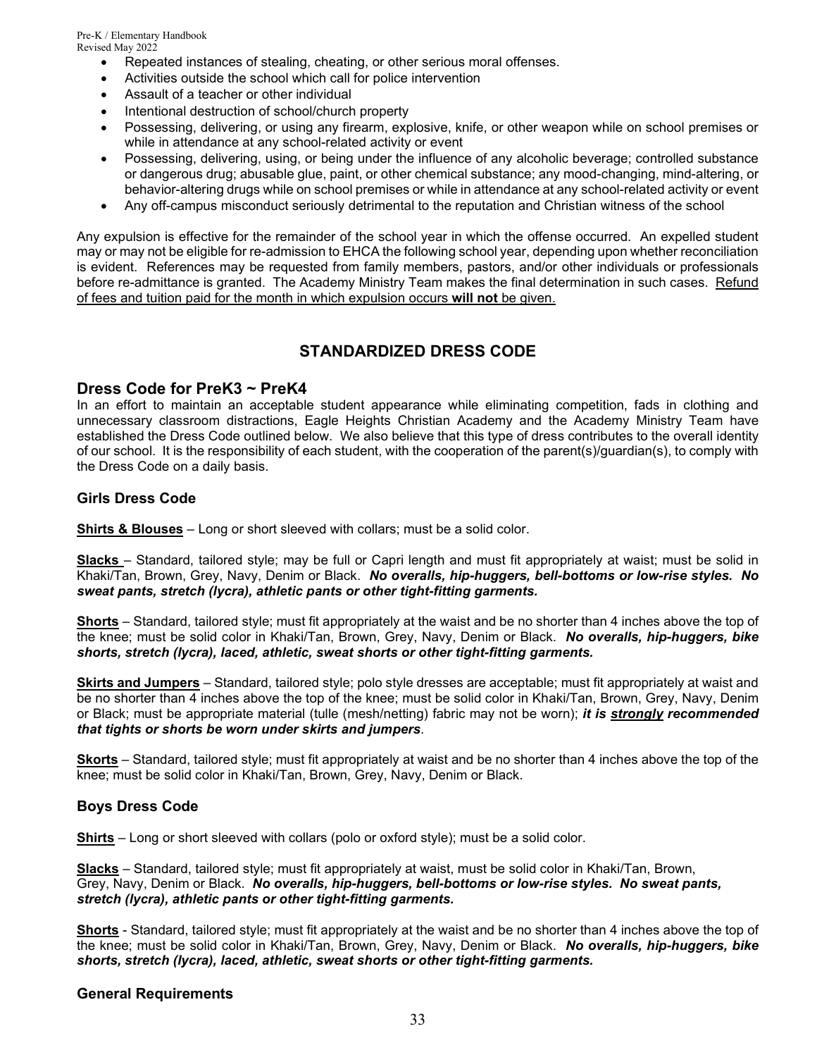- Repeated instances of stealing, cheating, or other serious moral offenses.
- Activities outside the school which call for police intervention
- Assault of a teacher or other individual
- Intentional destruction of school/church property
- Possessing, delivering, or using any firearm, explosive, knife, or other weapon while on school premises or while in attendance at any school-related activity or event
- Possessing, delivering, using, or being under the influence of any alcoholic beverage; controlled substance or dangerous drug; abusable glue, paint, or other chemical substance; any mood-changing, mind-altering, or behavior-altering drugs while on school premises or while in attendance at any school-related activity or event
- Any off-campus misconduct seriously detrimental to the reputation and Christian witness of the school

Any expulsion is effective for the remainder of the school year in which the offense occurred. An expelled student may or may not be eligible for re-admission to EHCA the following school year, depending upon whether reconciliation is evident. References may be requested from family members, pastors, and/or other individuals or professionals before re-admittance is granted. The Academy Ministry Team makes the final determination in such cases. Refund of fees and tuition paid for the month in which expulsion occurs **will not** be given.

# STANDARDIZED DRESS CODE

## Dress Code for PreK3 ~ PreK4

In an effort to maintain an acceptable student appearance while eliminating competition, fads in clothing and unnecessary classroom distractions, Eagle Heights Christian Academy and the Academy Ministry Team have established the Dress Code outlined below. We also believe that this type of dress contributes to the overall identity of our school. It is the responsibility of each student, with the cooperation of the parent(s)/guardian(s), to comply with the Dress Code on a daily basis.

### Girls Dress Code

**Shirts & Blouses** – Long or short sleeved with collars; must be a solid color.

**Slacks** – Standard, tailored style; may be full or Capri length and must fit appropriately at waist; must be solid in Khaki/Tan, Brown, Grey, Navy, Denim or Black. ***No overalls, hip-huggers, bell-bottoms or low-rise styles. No sweat pants, stretch (lycra), athletic pants or other tight-fitting garments.***

**Shorts** – Standard, tailored style; must fit appropriately at the waist and be no shorter than 4 inches above the top of the knee; must be solid color in Khaki/Tan, Brown, Grey, Navy, Denim or Black. ***No overalls, hip-huggers, bike shorts, stretch (lycra), laced, athletic, sweat shorts or other tight-fitting garments.***

**Skirts and Jumpers** – Standard, tailored style; polo style dresses are acceptable; must fit appropriately at waist and be no shorter than 4 inches above the top of the knee; must be solid color in Khaki/Tan, Brown, Grey, Navy, Denim or Black; must be appropriate material (tulle (mesh/netting) fabric may not be worn); ***it is strongly recommended that tights or shorts be worn under skirts and jumpers***.

**Skorts** – Standard, tailored style; must fit appropriately at waist and be no shorter than 4 inches above the top of the knee; must be solid color in Khaki/Tan, Brown, Grey, Navy, Denim or Black.

### Boys Dress Code

**Shirts** – Long or short sleeved with collars (polo or oxford style); must be a solid color.

**Slacks** – Standard, tailored style; must fit appropriately at waist, must be solid color in Khaki/Tan, Brown, Grey, Navy, Denim or Black. ***No overalls, hip-huggers, bell-bottoms or low-rise styles. No sweat pants, stretch (lycra), athletic pants or other tight-fitting garments.***

**Shorts** - Standard, tailored style; must fit appropriately at the waist and be no shorter than 4 inches above the top of the knee; must be solid color in Khaki/Tan, Brown, Grey, Navy, Denim or Black. ***No overalls, hip-huggers, bike shorts, stretch (lycra), laced, athletic, sweat shorts or other tight-fitting garments.***

### General Requirements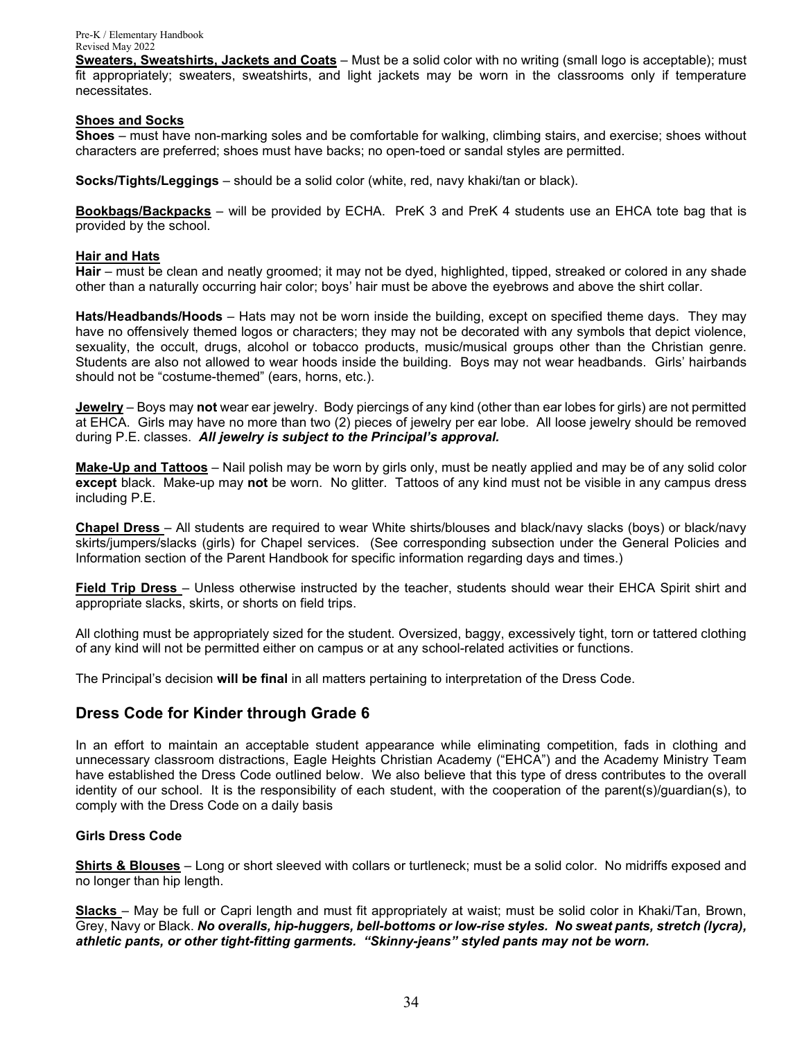**Sweaters, Sweatshirts, Jackets and Coats** – Must be a solid color with no writing (small logo is acceptable); must fit appropriately; sweaters, sweatshirts, and light jackets may be worn in the classrooms only if temperature necessitates.

**Shoes and Socks**

**Shoes** – must have non-marking soles and be comfortable for walking, climbing stairs, and exercise; shoes without characters are preferred; shoes must have backs; no open-toed or sandal styles are permitted.

**Socks/Tights/Leggings** – should be a solid color (white, red, navy khaki/tan or black).

**Bookbags/Backpacks** – will be provided by ECHA. PreK 3 and PreK 4 students use an EHCA tote bag that is provided by the school.

**Hair and Hats**

**Hair** – must be clean and neatly groomed; it may not be dyed, highlighted, tipped, streaked or colored in any shade other than a naturally occurring hair color; boys' hair must be above the eyebrows and above the shirt collar.

**Hats/Headbands/Hoods** – Hats may not be worn inside the building, except on specified theme days. They may have no offensively themed logos or characters; they may not be decorated with any symbols that depict violence, sexuality, the occult, drugs, alcohol or tobacco products, music/musical groups other than the Christian genre. Students are also not allowed to wear hoods inside the building. Boys may not wear headbands. Girls' hairbands should not be "costume-themed" (ears, horns, etc.).

**Jewelry** – Boys may **not** wear ear jewelry. Body piercings of any kind (other than ear lobes for girls) are not permitted at EHCA. Girls may have no more than two (2) pieces of jewelry per ear lobe. All loose jewelry should be removed during P.E. classes. ***All jewelry is subject to the Principal's approval.***

**Make-Up and Tattoos** – Nail polish may be worn by girls only, must be neatly applied and may be of any solid color **except** black. Make-up may **not** be worn. No glitter. Tattoos of any kind must not be visible in any campus dress including P.E.

**Chapel Dress** – All students are required to wear White shirts/blouses and black/navy slacks (boys) or black/navy skirts/jumpers/slacks (girls) for Chapel services. (See corresponding subsection under the General Policies and Information section of the Parent Handbook for specific information regarding days and times.)

**Field Trip Dress** – Unless otherwise instructed by the teacher, students should wear their EHCA Spirit shirt and appropriate slacks, skirts, or shorts on field trips.

All clothing must be appropriately sized for the student. Oversized, baggy, excessively tight, torn or tattered clothing of any kind will not be permitted either on campus or at any school-related activities or functions.

The Principal's decision **will be final** in all matters pertaining to interpretation of the Dress Code.

## Dress Code for Kinder through Grade 6

In an effort to maintain an acceptable student appearance while eliminating competition, fads in clothing and unnecessary classroom distractions, Eagle Heights Christian Academy ("EHCA") and the Academy Ministry Team have established the Dress Code outlined below. We also believe that this type of dress contributes to the overall identity of our school. It is the responsibility of each student, with the cooperation of the parent(s)/guardian(s), to comply with the Dress Code on a daily basis

**Girls Dress Code**

**Shirts & Blouses** – Long or short sleeved with collars or turtleneck; must be a solid color. No midriffs exposed and no longer than hip length.

**Slacks** – May be full or Capri length and must fit appropriately at waist; must be solid color in Khaki/Tan, Brown, Grey, Navy or Black. ***No overalls, hip-huggers, bell-bottoms or low-rise styles. No sweat pants, stretch (lycra), athletic pants, or other tight-fitting garments. "Skinny-jeans" styled pants may not be worn.***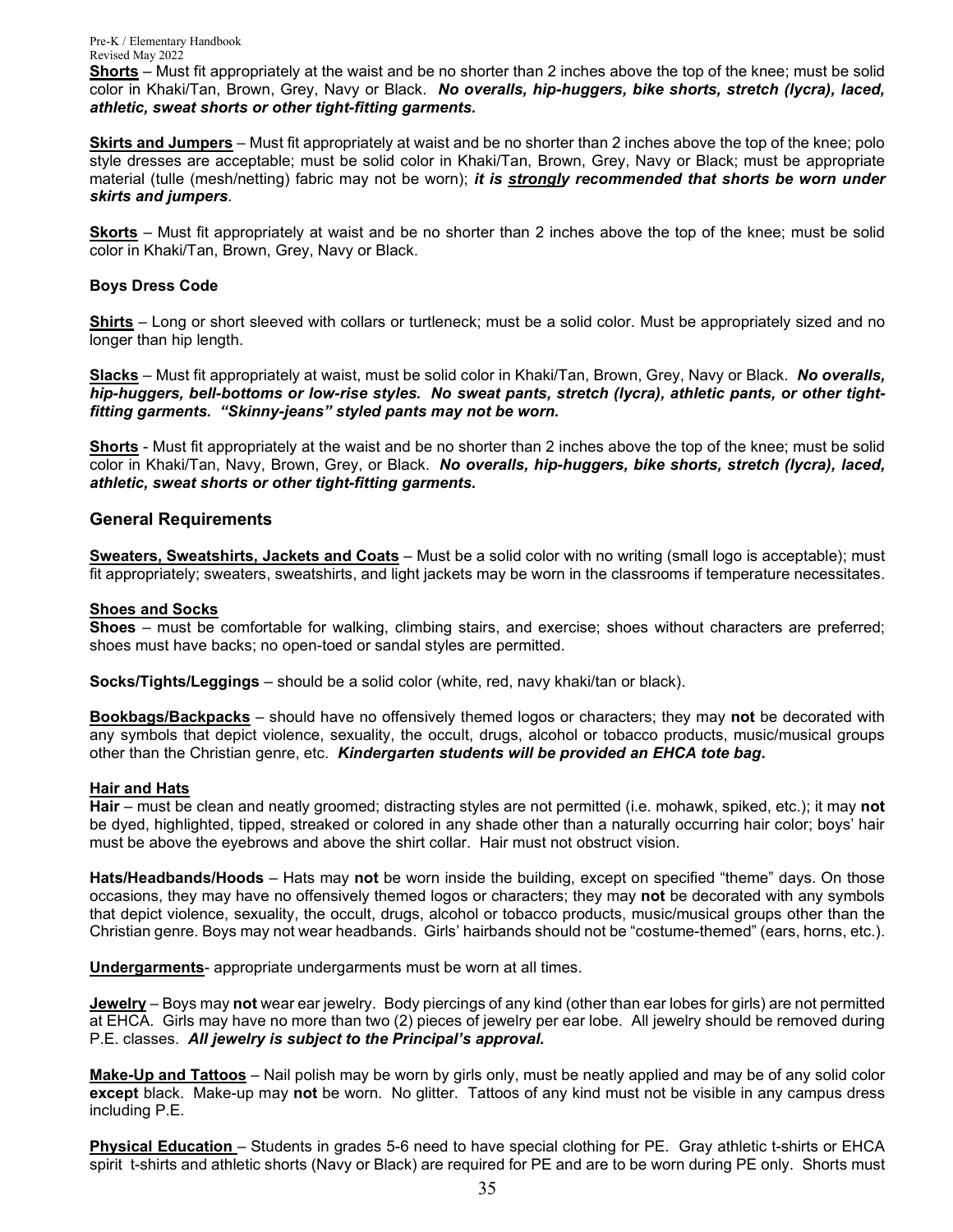**Shorts** – Must fit appropriately at the waist and be no shorter than 2 inches above the top of the knee; must be solid color in Khaki/Tan, Brown, Grey, Navy or Black. ***No overalls, hip-huggers, bike shorts, stretch (lycra), laced, athletic, sweat shorts or other tight-fitting garments.***

**Skirts and Jumpers** – Must fit appropriately at waist and be no shorter than 2 inches above the top of the knee; polo style dresses are acceptable; must be solid color in Khaki/Tan, Brown, Grey, Navy or Black; must be appropriate material (tulle (mesh/netting) fabric may not be worn); ***it is strongly recommended that shorts be worn under skirts and jumpers***.

**Skorts** – Must fit appropriately at waist and be no shorter than 2 inches above the top of the knee; must be solid color in Khaki/Tan, Brown, Grey, Navy or Black.

**Boys Dress Code**

**Shirts** – Long or short sleeved with collars or turtleneck; must be a solid color. Must be appropriately sized and no longer than hip length.

**Slacks** – Must fit appropriately at waist, must be solid color in Khaki/Tan, Brown, Grey, Navy or Black. ***No overalls, hip-huggers, bell-bottoms or low-rise styles. No sweat pants, stretch (lycra), athletic pants, or other tight-fitting garments. "Skinny-jeans" styled pants may not be worn.***

**Shorts** - Must fit appropriately at the waist and be no shorter than 2 inches above the top of the knee; must be solid color in Khaki/Tan, Navy, Brown, Grey, or Black. ***No overalls, hip-huggers, bike shorts, stretch (lycra), laced, athletic, sweat shorts or other tight-fitting garments.***

## General Requirements

**Sweaters, Sweatshirts, Jackets and Coats** – Must be a solid color with no writing (small logo is acceptable); must fit appropriately; sweaters, sweatshirts, and light jackets may be worn in the classrooms if temperature necessitates.

**Shoes and Socks**

**Shoes** – must be comfortable for walking, climbing stairs, and exercise; shoes without characters are preferred; shoes must have backs; no open-toed or sandal styles are permitted.

**Socks/Tights/Leggings** – should be a solid color (white, red, navy khaki/tan or black).

**Bookbags/Backpacks** – should have no offensively themed logos or characters; they may **not** be decorated with any symbols that depict violence, sexuality, the occult, drugs, alcohol or tobacco products, music/musical groups other than the Christian genre, etc. ***Kindergarten students will be provided an EHCA tote bag.***

**Hair and Hats**

**Hair** – must be clean and neatly groomed; distracting styles are not permitted (i.e. mohawk, spiked, etc.); it may **not** be dyed, highlighted, tipped, streaked or colored in any shade other than a naturally occurring hair color; boys' hair must be above the eyebrows and above the shirt collar. Hair must not obstruct vision.

**Hats/Headbands/Hoods** – Hats may **not** be worn inside the building, except on specified "theme" days. On those occasions, they may have no offensively themed logos or characters; they may **not** be decorated with any symbols that depict violence, sexuality, the occult, drugs, alcohol or tobacco products, music/musical groups other than the Christian genre. Boys may not wear headbands. Girls' hairbands should not be "costume-themed" (ears, horns, etc.).

**Undergarments**- appropriate undergarments must be worn at all times.

**Jewelry** – Boys may **not** wear ear jewelry. Body piercings of any kind (other than ear lobes for girls) are not permitted at EHCA. Girls may have no more than two (2) pieces of jewelry per ear lobe. All jewelry should be removed during P.E. classes. ***All jewelry is subject to the Principal's approval.***

**Make-Up and Tattoos** – Nail polish may be worn by girls only, must be neatly applied and may be of any solid color **except** black. Make-up may **not** be worn. No glitter. Tattoos of any kind must not be visible in any campus dress including P.E.

**Physical Education** – Students in grades 5-6 need to have special clothing for PE. Gray athletic t-shirts or EHCA spirit t-shirts and athletic shorts (Navy or Black) are required for PE and are to be worn during PE only. Shorts must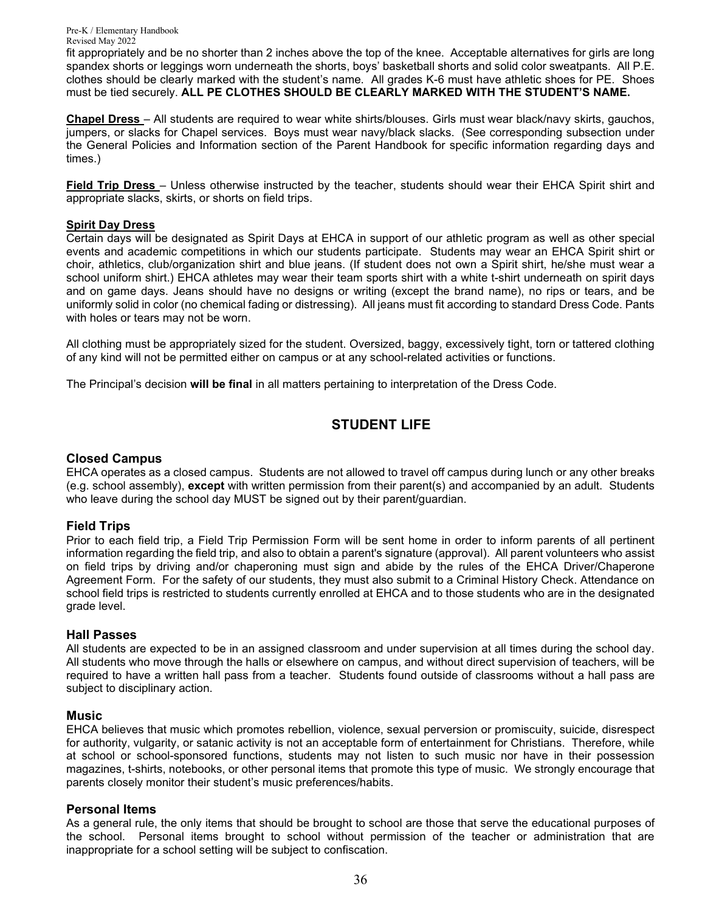fit appropriately and be no shorter than 2 inches above the top of the knee. Acceptable alternatives for girls are long spandex shorts or leggings worn underneath the shorts, boys' basketball shorts and solid color sweatpants. All P.E. clothes should be clearly marked with the student's name. All grades K-6 must have athletic shoes for PE. Shoes must be tied securely. **ALL PE CLOTHES SHOULD BE CLEARLY MARKED WITH THE STUDENT'S NAME.**

**Chapel Dress** – All students are required to wear white shirts/blouses. Girls must wear black/navy skirts, gauchos, jumpers, or slacks for Chapel services. Boys must wear navy/black slacks. (See corresponding subsection under the General Policies and Information section of the Parent Handbook for specific information regarding days and times.)

**Field Trip Dress** – Unless otherwise instructed by the teacher, students should wear their EHCA Spirit shirt and appropriate slacks, skirts, or shorts on field trips.

**Spirit Day Dress**

Certain days will be designated as Spirit Days at EHCA in support of our athletic program as well as other special events and academic competitions in which our students participate. Students may wear an EHCA Spirit shirt or choir, athletics, club/organization shirt and blue jeans. (If student does not own a Spirit shirt, he/she must wear a school uniform shirt.) EHCA athletes may wear their team sports shirt with a white t-shirt underneath on spirit days and on game days. Jeans should have no designs or writing (except the brand name), no rips or tears, and be uniformly solid in color (no chemical fading or distressing). All jeans must fit according to standard Dress Code. Pants with holes or tears may not be worn.

All clothing must be appropriately sized for the student. Oversized, baggy, excessively tight, torn or tattered clothing of any kind will not be permitted either on campus or at any school-related activities or functions.

The Principal's decision **will be final** in all matters pertaining to interpretation of the Dress Code.

# STUDENT LIFE

## Closed Campus

EHCA operates as a closed campus. Students are not allowed to travel off campus during lunch or any other breaks (e.g. school assembly), **except** with written permission from their parent(s) and accompanied by an adult. Students who leave during the school day MUST be signed out by their parent/guardian.

## Field Trips

Prior to each field trip, a Field Trip Permission Form will be sent home in order to inform parents of all pertinent information regarding the field trip, and also to obtain a parent's signature (approval). All parent volunteers who assist on field trips by driving and/or chaperoning must sign and abide by the rules of the EHCA Driver/Chaperone Agreement Form. For the safety of our students, they must also submit to a Criminal History Check. Attendance on school field trips is restricted to students currently enrolled at EHCA and to those students who are in the designated grade level.

## Hall Passes

All students are expected to be in an assigned classroom and under supervision at all times during the school day. All students who move through the halls or elsewhere on campus, and without direct supervision of teachers, will be required to have a written hall pass from a teacher. Students found outside of classrooms without a hall pass are subject to disciplinary action.

## Music

EHCA believes that music which promotes rebellion, violence, sexual perversion or promiscuity, suicide, disrespect for authority, vulgarity, or satanic activity is not an acceptable form of entertainment for Christians. Therefore, while at school or school-sponsored functions, students may not listen to such music nor have in their possession magazines, t-shirts, notebooks, or other personal items that promote this type of music. We strongly encourage that parents closely monitor their student's music preferences/habits.

## Personal Items

As a general rule, the only items that should be brought to school are those that serve the educational purposes of the school. Personal items brought to school without permission of the teacher or administration that are inappropriate for a school setting will be subject to confiscation.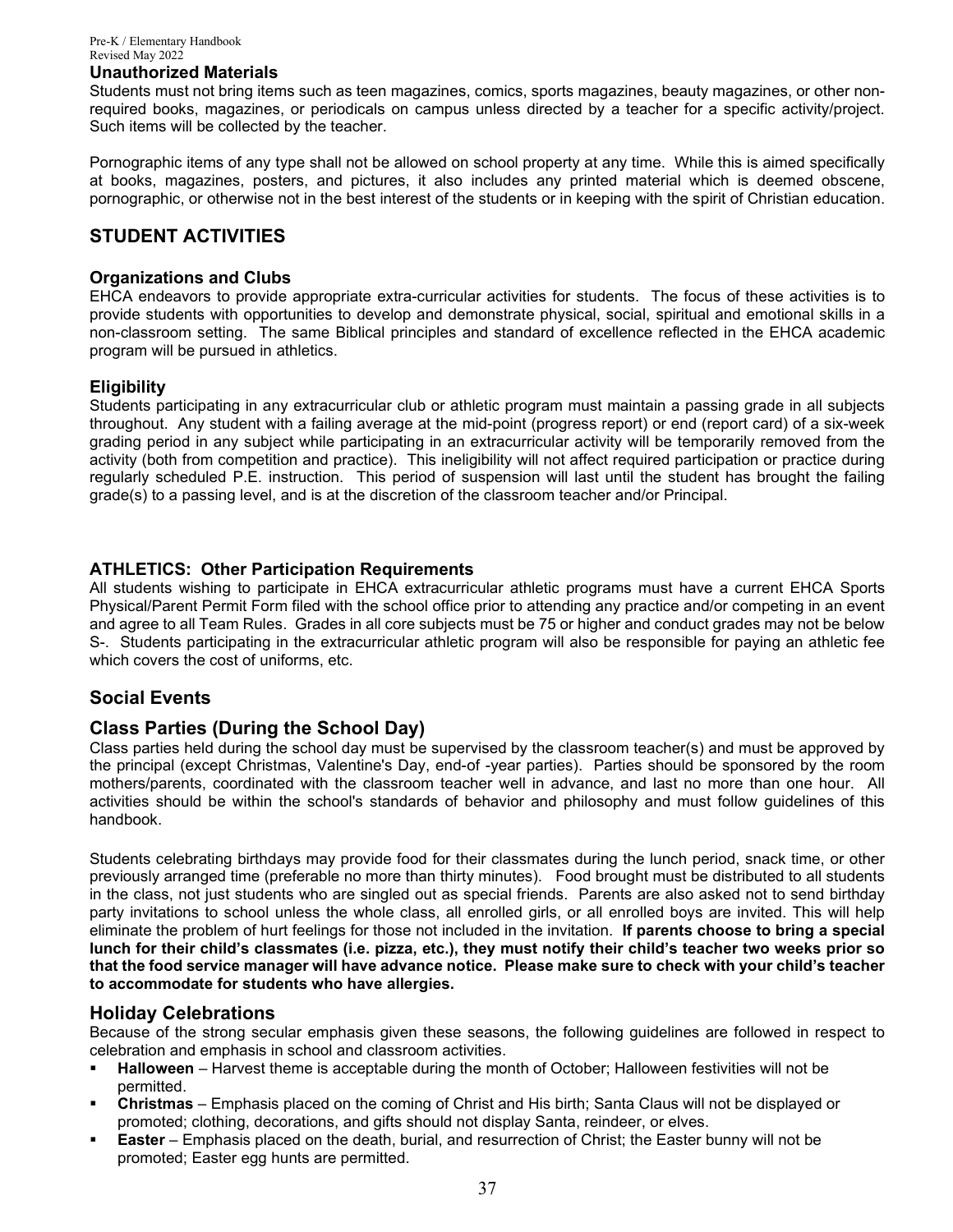### Unauthorized Materials

Students must not bring items such as teen magazines, comics, sports magazines, beauty magazines, or other non-required books, magazines, or periodicals on campus unless directed by a teacher for a specific activity/project. Such items will be collected by the teacher.

Pornographic items of any type shall not be allowed on school property at any time. While this is aimed specifically at books, magazines, posters, and pictures, it also includes any printed material which is deemed obscene, pornographic, or otherwise not in the best interest of the students or in keeping with the spirit of Christian education.

## STUDENT ACTIVITIES

### Organizations and Clubs

EHCA endeavors to provide appropriate extra-curricular activities for students. The focus of these activities is to provide students with opportunities to develop and demonstrate physical, social, spiritual and emotional skills in a non-classroom setting. The same Biblical principles and standard of excellence reflected in the EHCA academic program will be pursued in athletics.

### Eligibility

Students participating in any extracurricular club or athletic program must maintain a passing grade in all subjects throughout. Any student with a failing average at the mid-point (progress report) or end (report card) of a six-week grading period in any subject while participating in an extracurricular activity will be temporarily removed from the activity (both from competition and practice). This ineligibility will not affect required participation or practice during regularly scheduled P.E. instruction. This period of suspension will last until the student has brought the failing grade(s) to a passing level, and is at the discretion of the classroom teacher and/or Principal.

### ATHLETICS: Other Participation Requirements

All students wishing to participate in EHCA extracurricular athletic programs must have a current EHCA Sports Physical/Parent Permit Form filed with the school office prior to attending any practice and/or competing in an event and agree to all Team Rules. Grades in all core subjects must be 75 or higher and conduct grades may not be below S-. Students participating in the extracurricular athletic program will also be responsible for paying an athletic fee which covers the cost of uniforms, etc.

## Social Events

## Class Parties (During the School Day)

Class parties held during the school day must be supervised by the classroom teacher(s) and must be approved by the principal (except Christmas, Valentine's Day, end-of -year parties). Parties should be sponsored by the room mothers/parents, coordinated with the classroom teacher well in advance, and last no more than one hour. All activities should be within the school's standards of behavior and philosophy and must follow guidelines of this handbook.

Students celebrating birthdays may provide food for their classmates during the lunch period, snack time, or other previously arranged time (preferable no more than thirty minutes). Food brought must be distributed to all students in the class, not just students who are singled out as special friends. Parents are also asked not to send birthday party invitations to school unless the whole class, all enrolled girls, or all enrolled boys are invited. This will help eliminate the problem of hurt feelings for those not included in the invitation. **If parents choose to bring a special lunch for their child's classmates (i.e. pizza, etc.), they must notify their child's teacher two weeks prior so that the food service manager will have advance notice. Please make sure to check with your child's teacher to accommodate for students who have allergies.**

## Holiday Celebrations

Because of the strong secular emphasis given these seasons, the following guidelines are followed in respect to celebration and emphasis in school and classroom activities.

- **Halloween** – Harvest theme is acceptable during the month of October; Halloween festivities will not be permitted.
- **Christmas** – Emphasis placed on the coming of Christ and His birth; Santa Claus will not be displayed or promoted; clothing, decorations, and gifts should not display Santa, reindeer, or elves.
- **Easter** – Emphasis placed on the death, burial, and resurrection of Christ; the Easter bunny will not be promoted; Easter egg hunts are permitted.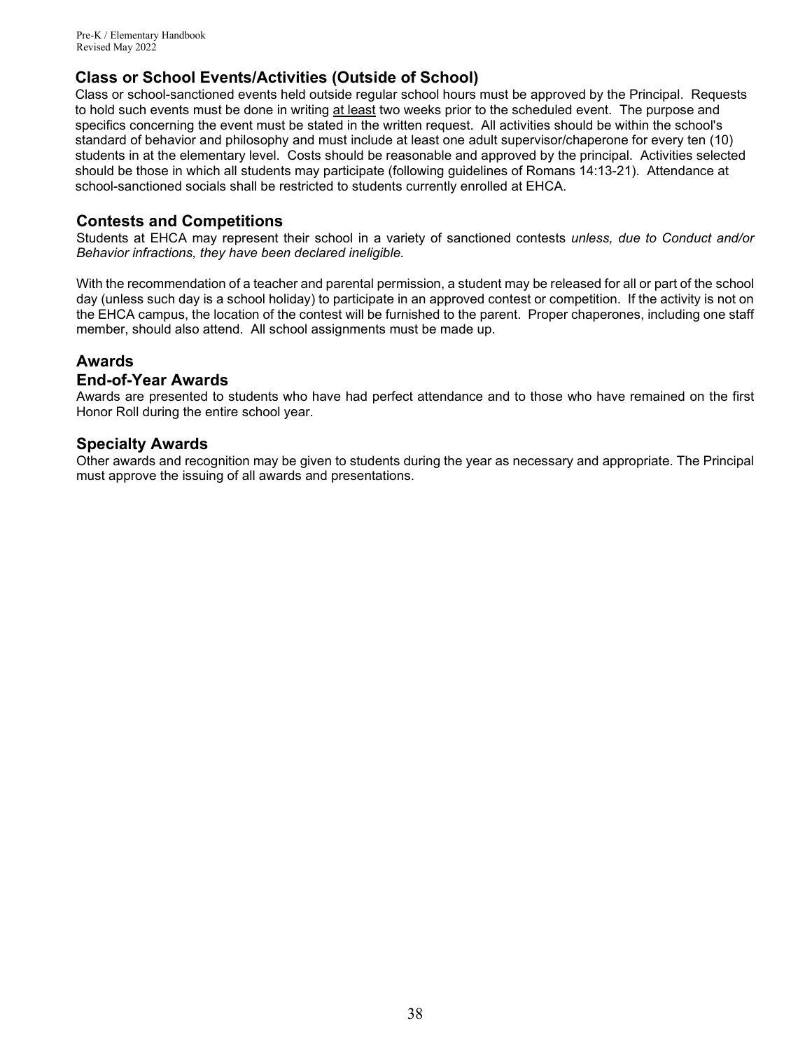## Class or School Events/Activities (Outside of School)

Class or school-sanctioned events held outside regular school hours must be approved by the Principal. Requests to hold such events must be done in writing at least two weeks prior to the scheduled event. The purpose and specifics concerning the event must be stated in the written request. All activities should be within the school's standard of behavior and philosophy and must include at least one adult supervisor/chaperone for every ten (10) students in at the elementary level. Costs should be reasonable and approved by the principal. Activities selected should be those in which all students may participate (following guidelines of Romans 14:13-21). Attendance at school-sanctioned socials shall be restricted to students currently enrolled at EHCA.

## Contests and Competitions

Students at EHCA may represent their school in a variety of sanctioned contests *unless, due to Conduct and/or Behavior infractions, they have been declared ineligible.*

With the recommendation of a teacher and parental permission, a student may be released for all or part of the school day (unless such day is a school holiday) to participate in an approved contest or competition. If the activity is not on the EHCA campus, the location of the contest will be furnished to the parent. Proper chaperones, including one staff member, should also attend. All school assignments must be made up.

## Awards

### End-of-Year Awards

Awards are presented to students who have had perfect attendance and to those who have remained on the first Honor Roll during the entire school year.

### Specialty Awards

Other awards and recognition may be given to students during the year as necessary and appropriate. The Principal must approve the issuing of all awards and presentations.